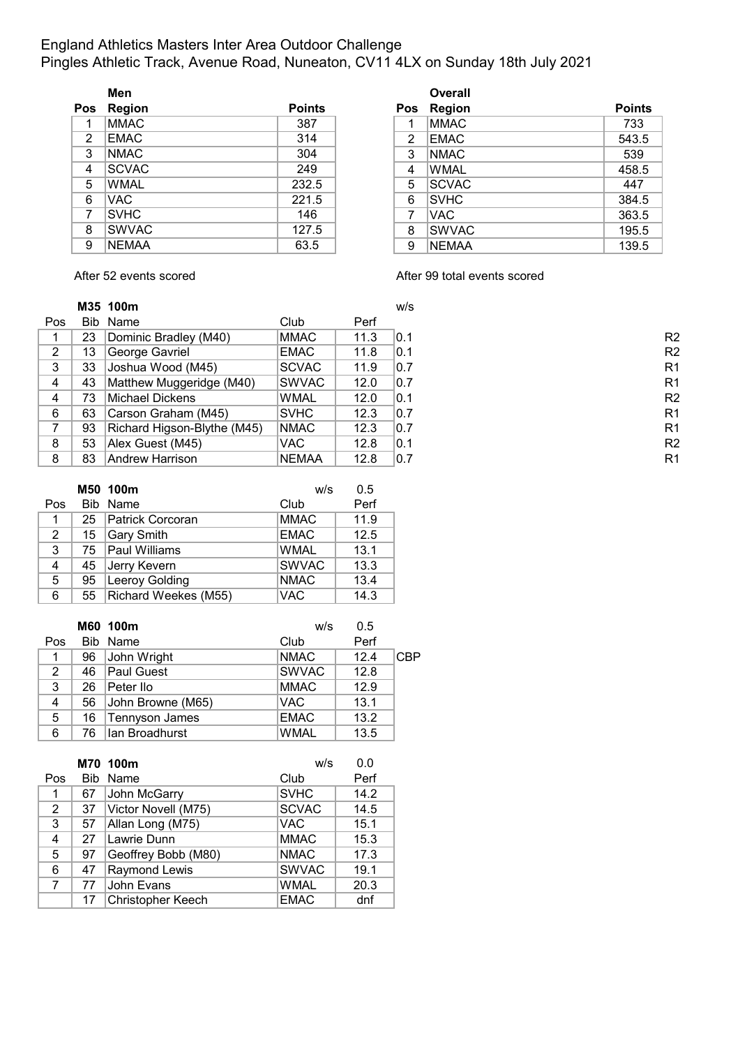# England Athletics Masters Inter Area Outdoor Challenge

Pingles Athletic Track, Avenue Road, Nuneaton, CV11 4LX on Sunday 18th July 2021

**Men**

| Pos | Region | Points |
|---|---|---|
| 1 | MMAC | 387 |
| 2 | EMAC | 314 |
| 3 | NMAC | 304 |
| 4 | SCVAC | 249 |
| 5 | WMAL | 232.5 |
| 6 | VAC | 221.5 |
| 7 | SVHC | 146 |
| 8 | SWVAC | 127.5 |
| 9 | NEMAA | 63.5 |

After 52 events scored

**Overall**

| Pos | Region | Points |
|---|---|---|
| 1 | MMAC | 733 |
| 2 | EMAC | 543.5 |
| 3 | NMAC | 539 |
| 4 | WMAL | 458.5 |
| 5 | SCVAC | 447 |
| 6 | SVHC | 384.5 |
| 7 | VAC | 363.5 |
| 8 | SWVAC | 195.5 |
| 9 | NEMAA | 139.5 |

After 99 total events scored

**M35 100m**

| Pos | Bib | Name | Club | Perf | w/s | |
|---|---|---|---|---|---|---|
| 1 | 23 | Dominic Bradley (M40) | MMAC | 11.3 | 0.1 | R2 |
| 2 | 13 | George Gavriel | EMAC | 11.8 | 0.1 | R2 |
| 3 | 33 | Joshua Wood (M45) | SCVAC | 11.9 | 0.7 | R1 |
| 4 | 43 | Matthew Muggeridge (M40) | SWVAC | 12.0 | 0.7 | R1 |
| 4 | 73 | Michael Dickens | WMAL | 12.0 | 0.1 | R2 |
| 6 | 63 | Carson Graham (M45) | SVHC | 12.3 | 0.7 | R1 |
| 7 | 93 | Richard Higson-Blythe (M45) | NMAC | 12.3 | 0.7 | R1 |
| 8 | 53 | Alex Guest (M45) | VAC | 12.8 | 0.1 | R2 |
| 8 | 83 | Andrew Harrison | NEMAA | 12.8 | 0.7 | R1 |

**M50 100m** w/s 0.5

| Pos | Bib | Name | Club | Perf |
|---|---|---|---|---|
| 1 | 25 | Patrick Corcoran | MMAC | 11.9 |
| 2 | 15 | Gary Smith | EMAC | 12.5 |
| 3 | 75 | Paul Williams | WMAL | 13.1 |
| 4 | 45 | Jerry Kevern | SWVAC | 13.3 |
| 5 | 95 | Leeroy Golding | NMAC | 13.4 |
| 6 | 55 | Richard Weekes (M55) | VAC | 14.3 |

**M60 100m** w/s 0.5

| Pos | Bib | Name | Club | Perf | |
|---|---|---|---|---|---|
| 1 | 96 | John Wright | NMAC | 12.4 | CBP |
| 2 | 46 | Paul Guest | SWVAC | 12.8 | |
| 3 | 26 | Peter Ilo | MMAC | 12.9 | |
| 4 | 56 | John Browne (M65) | VAC | 13.1 | |
| 5 | 16 | Tennyson James | EMAC | 13.2 | |
| 6 | 76 | Ian Broadhurst | WMAL | 13.5 | |

**M70 100m** w/s 0.0

| Pos | Bib | Name | Club | Perf |
|---|---|---|---|---|
| 1 | 67 | John McGarry | SVHC | 14.2 |
| 2 | 37 | Victor Novell (M75) | SCVAC | 14.5 |
| 3 | 57 | Allan Long (M75) | VAC | 15.1 |
| 4 | 27 | Lawrie Dunn | MMAC | 15.3 |
| 5 | 97 | Geoffrey Bobb (M80) | NMAC | 17.3 |
| 6 | 47 | Raymond Lewis | SWVAC | 19.1 |
| 7 | 77 | John Evans | WMAL | 20.3 |
| | 17 | Christopher Keech | EMAC | dnf |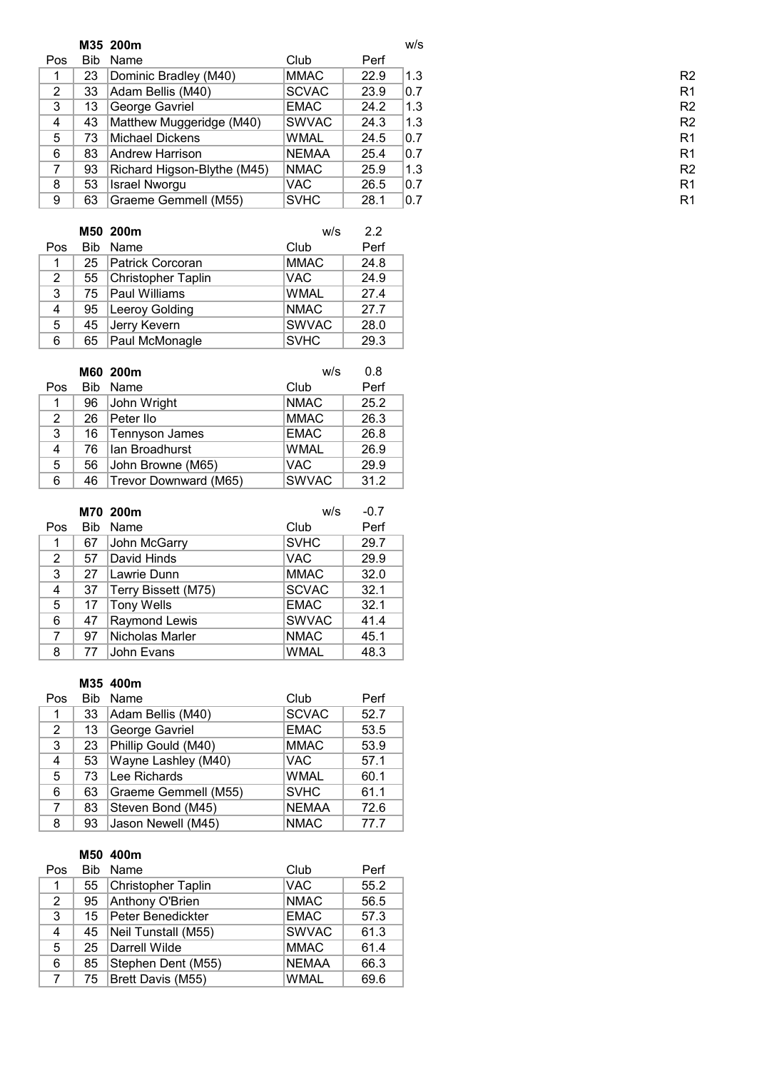### M35 200m

| Pos | Bib | Name | Club | Perf | w/s | |
|---|---|---|---|---|---|---|
| 1 | 23 | Dominic Bradley (M40) | MMAC | 22.9 | 1.3 | R2 |
| 2 | 33 | Adam Bellis (M40) | SCVAC | 23.9 | 0.7 | R1 |
| 3 | 13 | George Gavriel | EMAC | 24.2 | 1.3 | R2 |
| 4 | 43 | Matthew Muggeridge (M40) | SWVAC | 24.3 | 1.3 | R2 |
| 5 | 73 | Michael Dickens | WMAL | 24.5 | 0.7 | R1 |
| 6 | 83 | Andrew Harrison | NEMAA | 25.4 | 0.7 | R1 |
| 7 | 93 | Richard Higson-Blythe (M45) | NMAC | 25.9 | 1.3 | R2 |
| 8 | 53 | Israel Nworgu | VAC | 26.5 | 0.7 | R1 |
| 9 | 63 | Graeme Gemmell (M55) | SVHC | 28.1 | 0.7 | R1 |

### M50 200m

w/s 2.2

| Pos | Bib | Name | Club | Perf |
|---|---|---|---|---|
| 1 | 25 | Patrick Corcoran | MMAC | 24.8 |
| 2 | 55 | Christopher Taplin | VAC | 24.9 |
| 3 | 75 | Paul Williams | WMAL | 27.4 |
| 4 | 95 | Leeroy Golding | NMAC | 27.7 |
| 5 | 45 | Jerry Kevern | SWVAC | 28.0 |
| 6 | 65 | Paul McMonagle | SVHC | 29.3 |

### M60 200m

w/s 0.8

| Pos | Bib | Name | Club | Perf |
|---|---|---|---|---|
| 1 | 96 | John Wright | NMAC | 25.2 |
| 2 | 26 | Peter Ilo | MMAC | 26.3 |
| 3 | 16 | Tennyson James | EMAC | 26.8 |
| 4 | 76 | Ian Broadhurst | WMAL | 26.9 |
| 5 | 56 | John Browne (M65) | VAC | 29.9 |
| 6 | 46 | Trevor Downward (M65) | SWVAC | 31.2 |

### M70 200m

w/s -0.7

| Pos | Bib | Name | Club | Perf |
|---|---|---|---|---|
| 1 | 67 | John McGarry | SVHC | 29.7 |
| 2 | 57 | David Hinds | VAC | 29.9 |
| 3 | 27 | Lawrie Dunn | MMAC | 32.0 |
| 4 | 37 | Terry Bissett (M75) | SCVAC | 32.1 |
| 5 | 17 | Tony Wells | EMAC | 32.1 |
| 6 | 47 | Raymond Lewis | SWVAC | 41.4 |
| 7 | 97 | Nicholas Marler | NMAC | 45.1 |
| 8 | 77 | John Evans | WMAL | 48.3 |

### M35 400m

| Pos | Bib | Name | Club | Perf |
|---|---|---|---|---|
| 1 | 33 | Adam Bellis (M40) | SCVAC | 52.7 |
| 2 | 13 | George Gavriel | EMAC | 53.5 |
| 3 | 23 | Phillip Gould (M40) | MMAC | 53.9 |
| 4 | 53 | Wayne Lashley (M40) | VAC | 57.1 |
| 5 | 73 | Lee Richards | WMAL | 60.1 |
| 6 | 63 | Graeme Gemmell (M55) | SVHC | 61.1 |
| 7 | 83 | Steven Bond (M45) | NEMAA | 72.6 |
| 8 | 93 | Jason Newell (M45) | NMAC | 77.7 |

### M50 400m

| Pos | Bib | Name | Club | Perf |
|---|---|---|---|---|
| 1 | 55 | Christopher Taplin | VAC | 55.2 |
| 2 | 95 | Anthony O'Brien | NMAC | 56.5 |
| 3 | 15 | Peter Benedickter | EMAC | 57.3 |
| 4 | 45 | Neil Tunstall (M55) | SWVAC | 61.3 |
| 5 | 25 | Darrell Wilde | MMAC | 61.4 |
| 6 | 85 | Stephen Dent (M55) | NEMAA | 66.3 |
| 7 | 75 | Brett Davis (M55) | WMAL | 69.6 |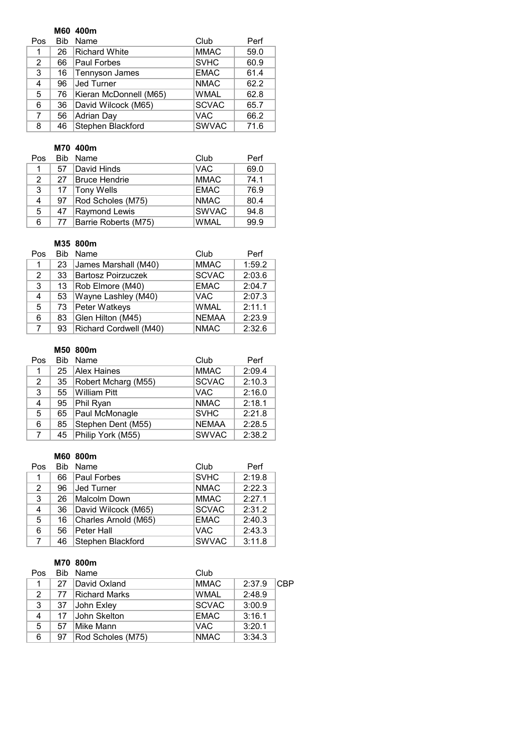**M60 400m**

| Pos | Bib | Name | Club | Perf |
|---|---|---|---|---|
| 1 | 26 | Richard White | MMAC | 59.0 |
| 2 | 66 | Paul Forbes | SVHC | 60.9 |
| 3 | 16 | Tennyson James | EMAC | 61.4 |
| 4 | 96 | Jed Turner | NMAC | 62.2 |
| 5 | 76 | Kieran McDonnell (M65) | WMAL | 62.8 |
| 6 | 36 | David Wilcock (M65) | SCVAC | 65.7 |
| 7 | 56 | Adrian Day | VAC | 66.2 |
| 8 | 46 | Stephen Blackford | SWVAC | 71.6 |

**M70 400m**

| Pos | Bib | Name | Club | Perf |
|---|---|---|---|---|
| 1 | 57 | David Hinds | VAC | 69.0 |
| 2 | 27 | Bruce Hendrie | MMAC | 74.1 |
| 3 | 17 | Tony Wells | EMAC | 76.9 |
| 4 | 97 | Rod Scholes (M75) | NMAC | 80.4 |
| 5 | 47 | Raymond Lewis | SWVAC | 94.8 |
| 6 | 77 | Barrie Roberts (M75) | WMAL | 99.9 |

**M35 800m**

| Pos | Bib | Name | Club | Perf |
|---|---|---|---|---|
| 1 | 23 | James Marshall (M40) | MMAC | 1:59.2 |
| 2 | 33 | Bartosz Poirzuczek | SCVAC | 2:03.6 |
| 3 | 13 | Rob Elmore (M40) | EMAC | 2:04.7 |
| 4 | 53 | Wayne Lashley (M40) | VAC | 2:07.3 |
| 5 | 73 | Peter Watkeys | WMAL | 2:11.1 |
| 6 | 83 | Glen Hilton (M45) | NEMAA | 2:23.9 |
| 7 | 93 | Richard Cordwell (M40) | NMAC | 2:32.6 |

**M50 800m**

| Pos | Bib | Name | Club | Perf |
|---|---|---|---|---|
| 1 | 25 | Alex Haines | MMAC | 2:09.4 |
| 2 | 35 | Robert Mcharg (M55) | SCVAC | 2:10.3 |
| 3 | 55 | William Pitt | VAC | 2:16.0 |
| 4 | 95 | Phil Ryan | NMAC | 2:18.1 |
| 5 | 65 | Paul McMonagle | SVHC | 2:21.8 |
| 6 | 85 | Stephen Dent (M55) | NEMAA | 2:28.5 |
| 7 | 45 | Philip York (M55) | SWVAC | 2:38.2 |

**M60 800m**

| Pos | Bib | Name | Club | Perf |
|---|---|---|---|---|
| 1 | 66 | Paul Forbes | SVHC | 2:19.8 |
| 2 | 96 | Jed Turner | NMAC | 2:22.3 |
| 3 | 26 | Malcolm Down | MMAC | 2:27.1 |
| 4 | 36 | David Wilcock (M65) | SCVAC | 2:31.2 |
| 5 | 16 | Charles Arnold (M65) | EMAC | 2:40.3 |
| 6 | 56 | Peter Hall | VAC | 2:43.3 |
| 7 | 46 | Stephen Blackford | SWVAC | 3:11.8 |

**M70 800m**

| Pos | Bib | Name | Club | | |
|---|---|---|---|---|---|
| 1 | 27 | David Oxland | MMAC | 2:37.9 | CBP |
| 2 | 77 | Richard Marks | WMAL | 2:48.9 | |
| 3 | 37 | John Exley | SCVAC | 3:00.9 | |
| 4 | 17 | John Skelton | EMAC | 3:16.1 | |
| 5 | 57 | Mike Mann | VAC | 3:20.1 | |
| 6 | 97 | Rod Scholes (M75) | NMAC | 3:34.3 | |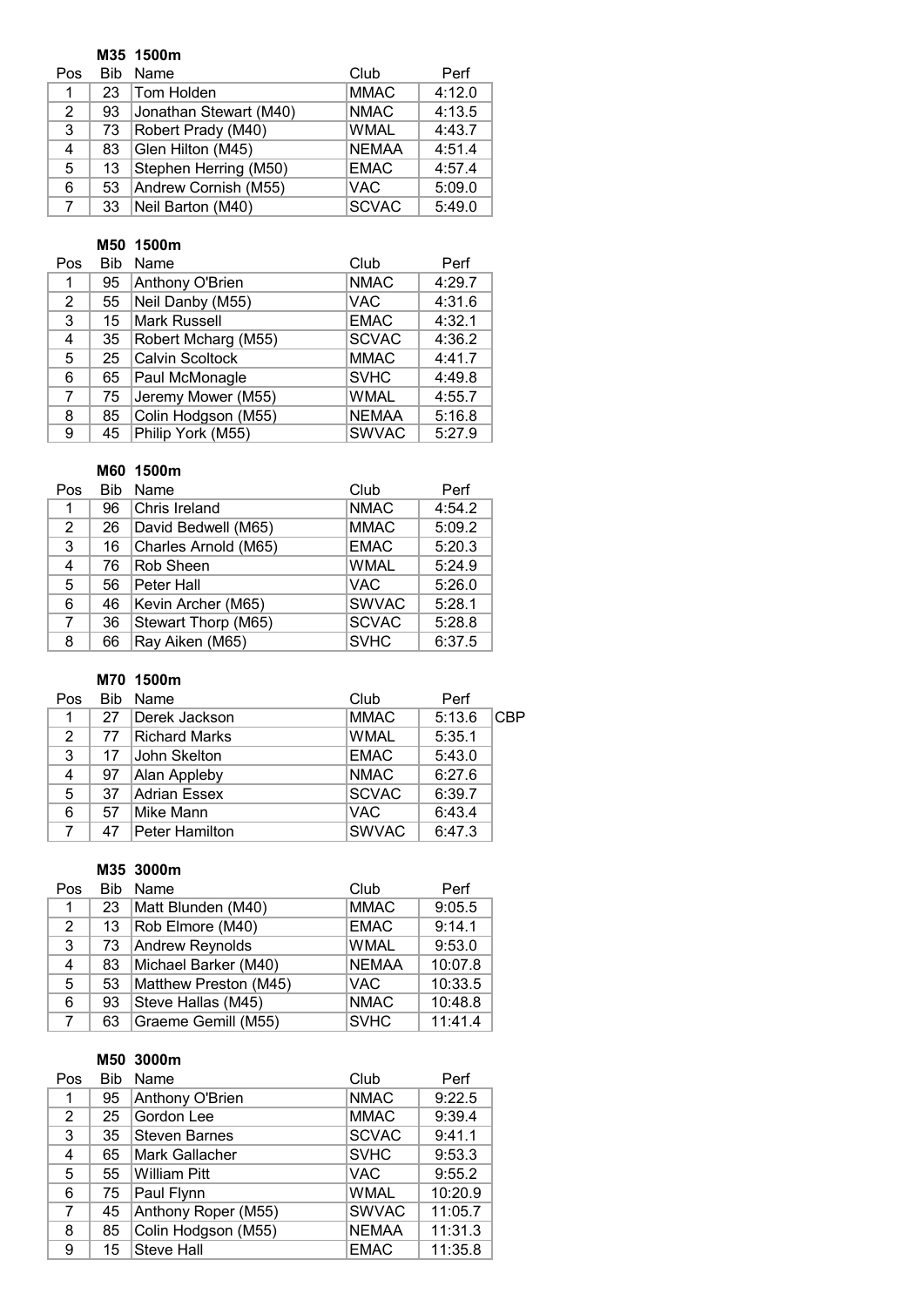### M35 1500m

| Pos | Bib | Name | Club | Perf |
|---|---|---|---|---|
| 1 | 23 | Tom Holden | MMAC | 4:12.0 |
| 2 | 93 | Jonathan Stewart (M40) | NMAC | 4:13.5 |
| 3 | 73 | Robert Prady (M40) | WMAL | 4:43.7 |
| 4 | 83 | Glen Hilton (M45) | NEMAA | 4:51.4 |
| 5 | 13 | Stephen Herring (M50) | EMAC | 4:57.4 |
| 6 | 53 | Andrew Cornish (M55) | VAC | 5:09.0 |
| 7 | 33 | Neil Barton (M40) | SCVAC | 5:49.0 |

### M50 1500m

| Pos | Bib | Name | Club | Perf |
|---|---|---|---|---|
| 1 | 95 | Anthony O'Brien | NMAC | 4:29.7 |
| 2 | 55 | Neil Danby (M55) | VAC | 4:31.6 |
| 3 | 15 | Mark Russell | EMAC | 4:32.1 |
| 4 | 35 | Robert Mcharg (M55) | SCVAC | 4:36.2 |
| 5 | 25 | Calvin Scoltock | MMAC | 4:41.7 |
| 6 | 65 | Paul McMonagle | SVHC | 4:49.8 |
| 7 | 75 | Jeremy Mower (M55) | WMAL | 4:55.7 |
| 8 | 85 | Colin Hodgson (M55) | NEMAA | 5:16.8 |
| 9 | 45 | Philip York (M55) | SWVAC | 5:27.9 |

### M60 1500m

| Pos | Bib | Name | Club | Perf |
|---|---|---|---|---|
| 1 | 96 | Chris Ireland | NMAC | 4:54.2 |
| 2 | 26 | David Bedwell (M65) | MMAC | 5:09.2 |
| 3 | 16 | Charles Arnold (M65) | EMAC | 5:20.3 |
| 4 | 76 | Rob Sheen | WMAL | 5:24.9 |
| 5 | 56 | Peter Hall | VAC | 5:26.0 |
| 6 | 46 | Kevin Archer (M65) | SWVAC | 5:28.1 |
| 7 | 36 | Stewart Thorp (M65) | SCVAC | 5:28.8 |
| 8 | 66 | Ray Aiken (M65) | SVHC | 6:37.5 |

### M70 1500m

| Pos | Bib | Name | Club | Perf | |
|---|---|---|---|---|---|
| 1 | 27 | Derek Jackson | MMAC | 5:13.6 | CBP |
| 2 | 77 | Richard Marks | WMAL | 5:35.1 | |
| 3 | 17 | John Skelton | EMAC | 5:43.0 | |
| 4 | 97 | Alan Appleby | NMAC | 6:27.6 | |
| 5 | 37 | Adrian Essex | SCVAC | 6:39.7 | |
| 6 | 57 | Mike Mann | VAC | 6:43.4 | |
| 7 | 47 | Peter Hamilton | SWVAC | 6:47.3 | |

### M35 3000m

| Pos | Bib | Name | Club | Perf |
|---|---|---|---|---|
| 1 | 23 | Matt Blunden (M40) | MMAC | 9:05.5 |
| 2 | 13 | Rob Elmore (M40) | EMAC | 9:14.1 |
| 3 | 73 | Andrew Reynolds | WMAL | 9:53.0 |
| 4 | 83 | Michael Barker (M40) | NEMAA | 10:07.8 |
| 5 | 53 | Matthew Preston (M45) | VAC | 10:33.5 |
| 6 | 93 | Steve Hallas (M45) | NMAC | 10:48.8 |
| 7 | 63 | Graeme Gemill (M55) | SVHC | 11:41.4 |

### M50 3000m

| Pos | Bib | Name | Club | Perf |
|---|---|---|---|---|
| 1 | 95 | Anthony O'Brien | NMAC | 9:22.5 |
| 2 | 25 | Gordon Lee | MMAC | 9:39.4 |
| 3 | 35 | Steven Barnes | SCVAC | 9:41.1 |
| 4 | 65 | Mark Gallacher | SVHC | 9:53.3 |
| 5 | 55 | William Pitt | VAC | 9:55.2 |
| 6 | 75 | Paul Flynn | WMAL | 10:20.9 |
| 7 | 45 | Anthony Roper (M55) | SWVAC | 11:05.7 |
| 8 | 85 | Colin Hodgson (M55) | NEMAA | 11:31.3 |
| 9 | 15 | Steve Hall | EMAC | 11:35.8 |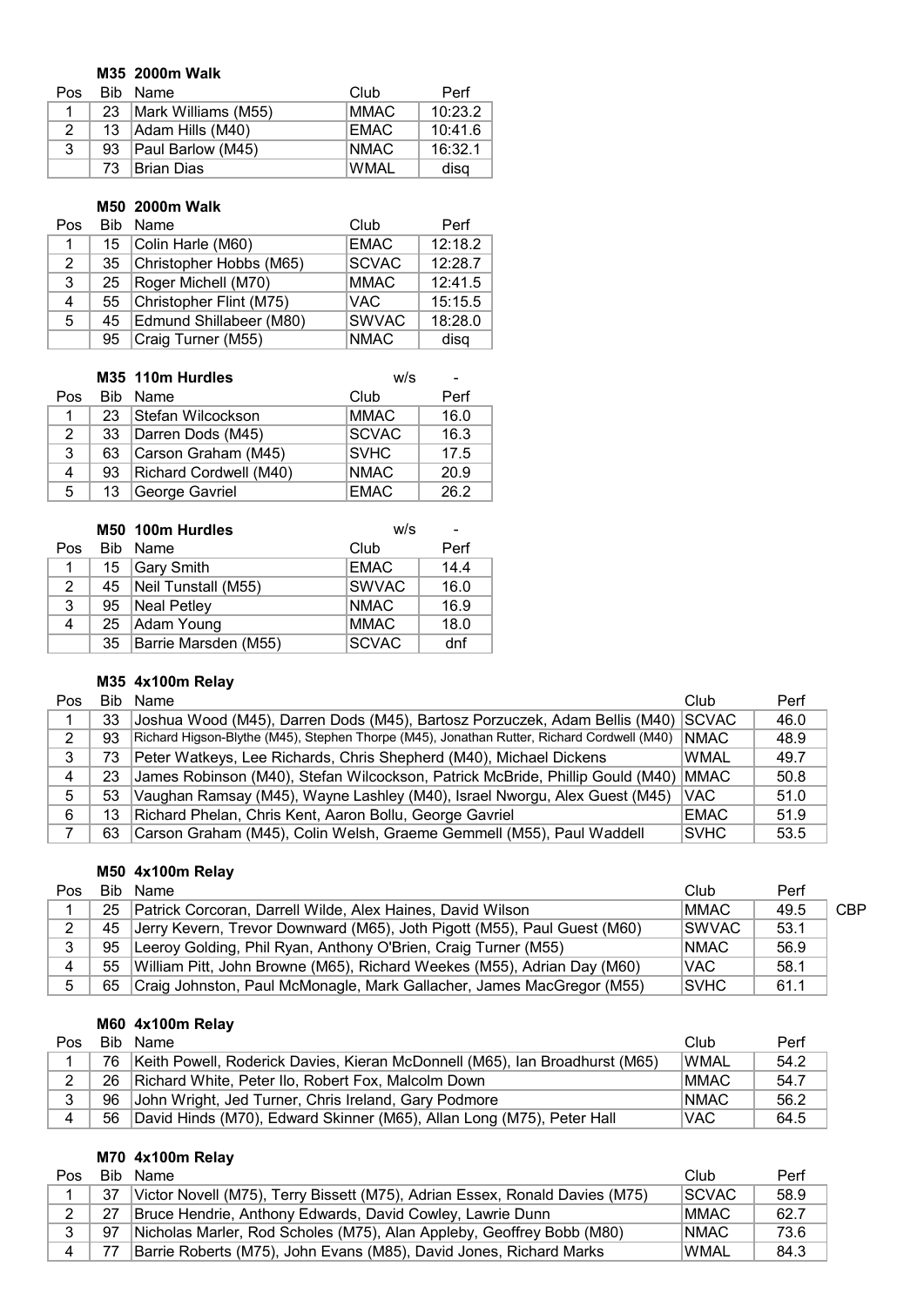### M35 2000m Walk

| Pos | Bib | Name | Club | Perf |
|---|---|---|---|---|
| 1 | 23 | Mark Williams (M55) | MMAC | 10:23.2 |
| 2 | 13 | Adam Hills (M40) | EMAC | 10:41.6 |
| 3 | 93 | Paul Barlow (M45) | NMAC | 16:32.1 |
| | 73 | Brian Dias | WMAL | disq |

### M50 2000m Walk

| Pos | Bib | Name | Club | Perf |
|---|---|---|---|---|
| 1 | 15 | Colin Harle (M60) | EMAC | 12:18.2 |
| 2 | 35 | Christopher Hobbs (M65) | SCVAC | 12:28.7 |
| 3 | 25 | Roger Michell (M70) | MMAC | 12:41.5 |
| 4 | 55 | Christopher Flint (M75) | VAC | 15:15.5 |
| 5 | 45 | Edmund Shillabeer (M80) | SWVAC | 18:28.0 |
| | 95 | Craig Turner (M55) | NMAC | disq |

### M35 110m Hurdles

w/s -

| Pos | Bib | Name | Club | Perf |
|---|---|---|---|---|
| 1 | 23 | Stefan Wilcockson | MMAC | 16.0 |
| 2 | 33 | Darren Dods (M45) | SCVAC | 16.3 |
| 3 | 63 | Carson Graham (M45) | SVHC | 17.5 |
| 4 | 93 | Richard Cordwell (M40) | NMAC | 20.9 |
| 5 | 13 | George Gavriel | EMAC | 26.2 |

### M50 100m Hurdles

w/s -

| Pos | Bib | Name | Club | Perf |
|---|---|---|---|---|
| 1 | 15 | Gary Smith | EMAC | 14.4 |
| 2 | 45 | Neil Tunstall (M55) | SWVAC | 16.0 |
| 3 | 95 | Neal Petley | NMAC | 16.9 |
| 4 | 25 | Adam Young | MMAC | 18.0 |
| | 35 | Barrie Marsden (M55) | SCVAC | dnf |

### M35 4x100m Relay

| Pos | Bib | Name | Club | Perf |
|---|---|---|---|---|
| 1 | 33 | Joshua Wood (M45), Darren Dods (M45), Bartosz Porzuczek, Adam Bellis (M40) | SCVAC | 46.0 |
| 2 | 93 | Richard Higson-Blythe (M45), Stephen Thorpe (M45), Jonathan Rutter, Richard Cordwell (M40) | NMAC | 48.9 |
| 3 | 73 | Peter Watkeys, Lee Richards, Chris Shepherd (M40), Michael Dickens | WMAL | 49.7 |
| 4 | 23 | James Robinson (M40), Stefan Wilcockson, Patrick McBride, Phillip Gould (M40) | MMAC | 50.8 |
| 5 | 53 | Vaughan Ramsay (M45), Wayne Lashley (M40), Israel Nworgu, Alex Guest (M45) | VAC | 51.0 |
| 6 | 13 | Richard Phelan, Chris Kent, Aaron Bollu, George Gavriel | EMAC | 51.9 |
| 7 | 63 | Carson Graham (M45), Colin Welsh, Graeme Gemmell (M55), Paul Waddell | SVHC | 53.5 |

### M50 4x100m Relay

| Pos | Bib | Name | Club | Perf | |
|---|---|---|---|---|---|
| 1 | 25 | Patrick Corcoran, Darrell Wilde, Alex Haines, David Wilson | MMAC | 49.5 | CBP |
| 2 | 45 | Jerry Kevern, Trevor Downward (M65), Joth Pigott (M55), Paul Guest (M60) | SWVAC | 53.1 | |
| 3 | 95 | Leeroy Golding, Phil Ryan, Anthony O'Brien, Craig Turner (M55) | NMAC | 56.9 | |
| 4 | 55 | William Pitt, John Browne (M65), Richard Weekes (M55), Adrian Day (M60) | VAC | 58.1 | |
| 5 | 65 | Craig Johnston, Paul McMonagle, Mark Gallacher, James MacGregor (M55) | SVHC | 61.1 | |

### M60 4x100m Relay

| Pos | Bib | Name | Club | Perf |
|---|---|---|---|---|
| 1 | 76 | Keith Powell, Roderick Davies, Kieran McDonnell (M65), Ian Broadhurst (M65) | WMAL | 54.2 |
| 2 | 26 | Richard White, Peter Ilo, Robert Fox, Malcolm Down | MMAC | 54.7 |
| 3 | 96 | John Wright, Jed Turner, Chris Ireland, Gary Podmore | NMAC | 56.2 |
| 4 | 56 | David Hinds (M70), Edward Skinner (M65), Allan Long (M75), Peter Hall | VAC | 64.5 |

### M70 4x100m Relay

| Pos | Bib | Name | Club | Perf |
|---|---|---|---|---|
| 1 | 37 | Victor Novell (M75), Terry Bissett (M75), Adrian Essex, Ronald Davies (M75) | SCVAC | 58.9 |
| 2 | 27 | Bruce Hendrie, Anthony Edwards, David Cowley, Lawrie Dunn | MMAC | 62.7 |
| 3 | 97 | Nicholas Marler, Rod Scholes (M75), Alan Appleby, Geoffrey Bobb (M80) | NMAC | 73.6 |
| 4 | 77 | Barrie Roberts (M75), John Evans (M85), David Jones, Richard Marks | WMAL | 84.3 |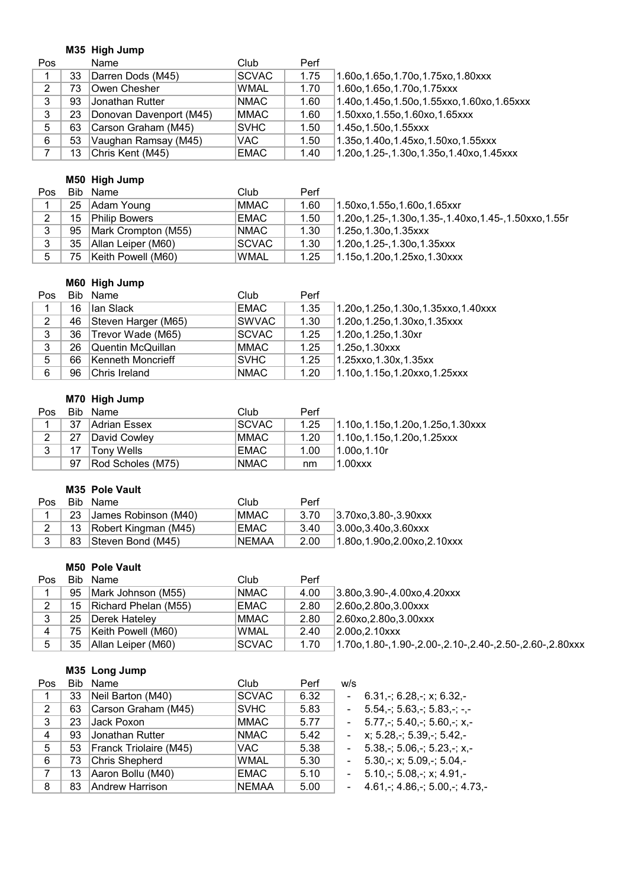### M35 High Jump

| Pos | | Name | Club | Perf | |
|---|---|---|---|---|---|
| 1 | 33 | Darren Dods (M45) | SCVAC | 1.75 | 1.60o,1.65o,1.70o,1.75xo,1.80xxx |
| 2 | 73 | Owen Chesher | WMAL | 1.70 | 1.60o,1.65o,1.70o,1.75xxx |
| 3 | 93 | Jonathan Rutter | NMAC | 1.60 | 1.40o,1.45o,1.50o,1.55xxo,1.60xo,1.65xxx |
| 3 | 23 | Donovan Davenport (M45) | MMAC | 1.60 | 1.50xxo,1.55o,1.60xo,1.65xxx |
| 5 | 63 | Carson Graham (M45) | SVHC | 1.50 | 1.45o,1.50o,1.55xxx |
| 6 | 53 | Vaughan Ramsay (M45) | VAC | 1.50 | 1.35o,1.40o,1.45xo,1.50xo,1.55xxx |
| 7 | 13 | Chris Kent (M45) | EMAC | 1.40 | 1.20o,1.25-,1.30o,1.35o,1.40xo,1.45xxx |

### M50 High Jump

| Pos | Bib | Name | Club | Perf | |
|---|---|---|---|---|---|
| 1 | 25 | Adam Young | MMAC | 1.60 | 1.50xo,1.55o,1.60o,1.65xxr |
| 2 | 15 | Philip Bowers | EMAC | 1.50 | 1.20o,1.25-,1.30o,1.35-,1.40xo,1.45-,1.50xxo,1.55r |
| 3 | 95 | Mark Crompton (M55) | NMAC | 1.30 | 1.25o,1.30o,1.35xxx |
| 3 | 35 | Allan Leiper (M60) | SCVAC | 1.30 | 1.20o,1.25-,1.30o,1.35xxx |
| 5 | 75 | Keith Powell (M60) | WMAL | 1.25 | 1.15o,1.20o,1.25xo,1.30xxx |

### M60 High Jump

| Pos | Bib | Name | Club | Perf | |
|---|---|---|---|---|---|
| 1 | 16 | Ian Slack | EMAC | 1.35 | 1.20o,1.25o,1.30o,1.35xxo,1.40xxx |
| 2 | 46 | Steven Harger (M65) | SWVAC | 1.30 | 1.20o,1.25o,1.30xo,1.35xxx |
| 3 | 36 | Trevor Wade (M65) | SCVAC | 1.25 | 1.20o,1.25o,1.30xr |
| 3 | 26 | Quentin McQuillan | MMAC | 1.25 | 1.25o,1.30xxx |
| 5 | 66 | Kenneth Moncrieff | SVHC | 1.25 | 1.25xxo,1.30x,1.35xx |
| 6 | 96 | Chris Ireland | NMAC | 1.20 | 1.10o,1.15o,1.20xxo,1.25xxx |

### M70 High Jump

| Pos | Bib | Name | Club | Perf | |
|---|---|---|---|---|---|
| 1 | 37 | Adrian Essex | SCVAC | 1.25 | 1.10o,1.15o,1.20o,1.25o,1.30xxx |
| 2 | 27 | David Cowley | MMAC | 1.20 | 1.10o,1.15o,1.20o,1.25xxx |
| 3 | 17 | Tony Wells | EMAC | 1.00 | 1.00o,1.10r |
| | 97 | Rod Scholes (M75) | NMAC | nm | 1.00xxx |

### M35 Pole Vault

| Pos | Bib | Name | Club | Perf | |
|---|---|---|---|---|---|
| 1 | 23 | James Robinson (M40) | MMAC | 3.70 | 3.70xo,3.80-,3.90xxx |
| 2 | 13 | Robert Kingman (M45) | EMAC | 3.40 | 3.00o,3.40o,3.60xxx |
| 3 | 83 | Steven Bond (M45) | NEMAA | 2.00 | 1.80o,1.90o,2.00xo,2.10xxx |

### M50 Pole Vault

| Pos | Bib | Name | Club | Perf | |
|---|---|---|---|---|---|
| 1 | 95 | Mark Johnson (M55) | NMAC | 4.00 | 3.80o,3.90-,4.00xo,4.20xxx |
| 2 | 15 | Richard Phelan (M55) | EMAC | 2.80 | 2.60o,2.80o,3.00xxx |
| 3 | 25 | Derek Hateley | MMAC | 2.80 | 2.60xo,2.80o,3.00xxx |
| 4 | 75 | Keith Powell (M60) | WMAL | 2.40 | 2.00o,2.10xxx |
| 5 | 35 | Allan Leiper (M60) | SCVAC | 1.70 | 1.70o,1.80-,1.90-,2.00-,2.10-,2.40-,2.50-,2.60-,2.80xxx |

### M35 Long Jump

| Pos | Bib | Name | Club | Perf | w/s | |
|---|---|---|---|---|---|---|
| 1 | 33 | Neil Barton (M40) | SCVAC | 6.32 | - | 6.31,-; 6.28,-; x; 6.32,- |
| 2 | 63 | Carson Graham (M45) | SVHC | 5.83 | - | 5.54,-; 5.63,-; 5.83,-; -,- |
| 3 | 23 | Jack Poxon | MMAC | 5.77 | - | 5.77,-; 5.40,-; 5.60,-; x,- |
| 4 | 93 | Jonathan Rutter | NMAC | 5.42 | - | x; 5.28,-; 5.39,-; 5.42,- |
| 5 | 53 | Franck Triolaire (M45) | VAC | 5.38 | - | 5.38,-; 5.06,-; 5.23,-; x,- |
| 6 | 73 | Chris Shepherd | WMAL | 5.30 | - | 5.30,-; x; 5.09,-; 5.04,- |
| 7 | 13 | Aaron Bollu (M40) | EMAC | 5.10 | - | 5.10,-; 5.08,-; x; 4.91,- |
| 8 | 83 | Andrew Harrison | NEMAA | 5.00 | - | 4.61,-; 4.86,-; 5.00,-; 4.73,- |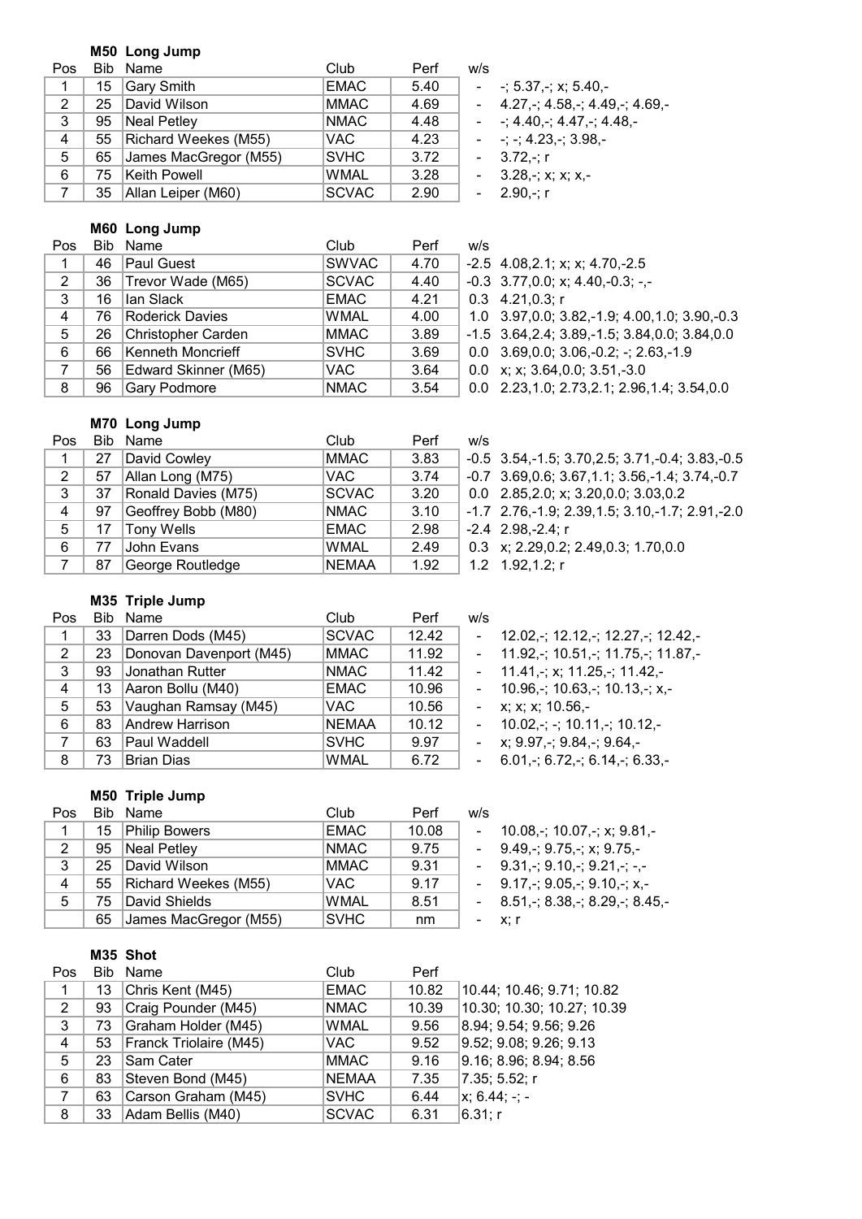### M50 Long Jump

| Pos | Bib | Name | Club | Perf | w/s | |
|---|---|---|---|---|---|---|
| 1 | 15 | Gary Smith | EMAC | 5.40 | - | -; 5.37,-; x; 5.40,- |
| 2 | 25 | David Wilson | MMAC | 4.69 | - | 4.27,-; 4.58,-; 4.49,-; 4.69,- |
| 3 | 95 | Neal Petley | NMAC | 4.48 | - | -; 4.40,-; 4.47,-; 4.48,- |
| 4 | 55 | Richard Weekes (M55) | VAC | 4.23 | - | -; -; 4.23,-; 3.98,- |
| 5 | 65 | James MacGregor (M55) | SVHC | 3.72 | - | 3.72,-; r |
| 6 | 75 | Keith Powell | WMAL | 3.28 | - | 3.28,-; x; x; x,- |
| 7 | 35 | Allan Leiper (M60) | SCVAC | 2.90 | - | 2.90,-; r |

### M60 Long Jump

| Pos | Bib | Name | Club | Perf | w/s | |
|---|---|---|---|---|---|---|
| 1 | 46 | Paul Guest | SWVAC | 4.70 | -2.5 | 4.08,2.1; x; x; 4.70,-2.5 |
| 2 | 36 | Trevor Wade (M65) | SCVAC | 4.40 | -0.3 | 3.77,0.0; x; 4.40,-0.3; -,- |
| 3 | 16 | Ian Slack | EMAC | 4.21 | 0.3 | 4.21,0.3; r |
| 4 | 76 | Roderick Davies | WMAL | 4.00 | 1.0 | 3.97,0.0; 3.82,-1.9; 4.00,1.0; 3.90,-0.3 |
| 5 | 26 | Christopher Carden | MMAC | 3.89 | -1.5 | 3.64,2.4; 3.89,-1.5; 3.84,0.0; 3.84,0.0 |
| 6 | 66 | Kenneth Moncrieff | SVHC | 3.69 | 0.0 | 3.69,0.0; 3.06,-0.2; -; 2.63,-1.9 |
| 7 | 56 | Edward Skinner (M65) | VAC | 3.64 | 0.0 | x; x; 3.64,0.0; 3.51,-3.0 |
| 8 | 96 | Gary Podmore | NMAC | 3.54 | 0.0 | 2.23,1.0; 2.73,2.1; 2.96,1.4; 3.54,0.0 |

### M70 Long Jump

| Pos | Bib | Name | Club | Perf | w/s | |
|---|---|---|---|---|---|---|
| 1 | 27 | David Cowley | MMAC | 3.83 | -0.5 | 3.54,-1.5; 3.70,2.5; 3.71,-0.4; 3.83,-0.5 |
| 2 | 57 | Allan Long (M75) | VAC | 3.74 | -0.7 | 3.69,0.6; 3.67,1.1; 3.56,-1.4; 3.74,-0.7 |
| 3 | 37 | Ronald Davies (M75) | SCVAC | 3.20 | 0.0 | 2.85,2.0; x; 3.20,0.0; 3.03,0.2 |
| 4 | 97 | Geoffrey Bobb (M80) | NMAC | 3.10 | -1.7 | 2.76,-1.9; 2.39,1.5; 3.10,-1.7; 2.91,-2.0 |
| 5 | 17 | Tony Wells | EMAC | 2.98 | -2.4 | 2.98,-2.4; r |
| 6 | 77 | John Evans | WMAL | 2.49 | 0.3 | x; 2.29,0.2; 2.49,0.3; 1.70,0.0 |
| 7 | 87 | George Routledge | NEMAA | 1.92 | 1.2 | 1.92,1.2; r |

### M35 Triple Jump

| Pos | Bib | Name | Club | Perf | w/s | |
|---|---|---|---|---|---|---|
| 1 | 33 | Darren Dods (M45) | SCVAC | 12.42 | - | 12.02,-; 12.12,-; 12.27,-; 12.42,- |
| 2 | 23 | Donovan Davenport (M45) | MMAC | 11.92 | - | 11.92,-; 10.51,-; 11.75,-; 11.87,- |
| 3 | 93 | Jonathan Rutter | NMAC | 11.42 | - | 11.41,-; x; 11.25,-; 11.42,- |
| 4 | 13 | Aaron Bollu (M40) | EMAC | 10.96 | - | 10.96,-; 10.63,-; 10.13,-; x,- |
| 5 | 53 | Vaughan Ramsay (M45) | VAC | 10.56 | - | x; x; x; 10.56,- |
| 6 | 83 | Andrew Harrison | NEMAA | 10.12 | - | 10.02,-; -; 10.11,-; 10.12,- |
| 7 | 63 | Paul Waddell | SVHC | 9.97 | - | x; 9.97,-; 9.84,-; 9.64,- |
| 8 | 73 | Brian Dias | WMAL | 6.72 | - | 6.01,-; 6.72,-; 6.14,-; 6.33,- |

### M50 Triple Jump

| Pos | Bib | Name | Club | Perf | w/s | |
|---|---|---|---|---|---|---|
| 1 | 15 | Philip Bowers | EMAC | 10.08 | - | 10.08,-; 10.07,-; x; 9.81,- |
| 2 | 95 | Neal Petley | NMAC | 9.75 | - | 9.49,-; 9.75,-; x; 9.75,- |
| 3 | 25 | David Wilson | MMAC | 9.31 | - | 9.31,-; 9.10,-; 9.21,-; -,- |
| 4 | 55 | Richard Weekes (M55) | VAC | 9.17 | - | 9.17,-; 9.05,-; 9.10,-; x,- |
| 5 | 75 | David Shields | WMAL | 8.51 | - | 8.51,-; 8.38,-; 8.29,-; 8.45,- |
| | 65 | James MacGregor (M55) | SVHC | nm | - | x; r |

### M35 Shot

| Pos | Bib | Name | Club | Perf | |
|---|---|---|---|---|---|
| 1 | 13 | Chris Kent (M45) | EMAC | 10.82 | 10.44; 10.46; 9.71; 10.82 |
| 2 | 93 | Craig Pounder (M45) | NMAC | 10.39 | 10.30; 10.30; 10.27; 10.39 |
| 3 | 73 | Graham Holder (M45) | WMAL | 9.56 | 8.94; 9.54; 9.56; 9.26 |
| 4 | 53 | Franck Triolaire (M45) | VAC | 9.52 | 9.52; 9.08; 9.26; 9.13 |
| 5 | 23 | Sam Cater | MMAC | 9.16 | 9.16; 8.96; 8.94; 8.56 |
| 6 | 83 | Steven Bond (M45) | NEMAA | 7.35 | 7.35; 5.52; r |
| 7 | 63 | Carson Graham (M45) | SVHC | 6.44 | x; 6.44; -; - |
| 8 | 33 | Adam Bellis (M40) | SCVAC | 6.31 | 6.31; r |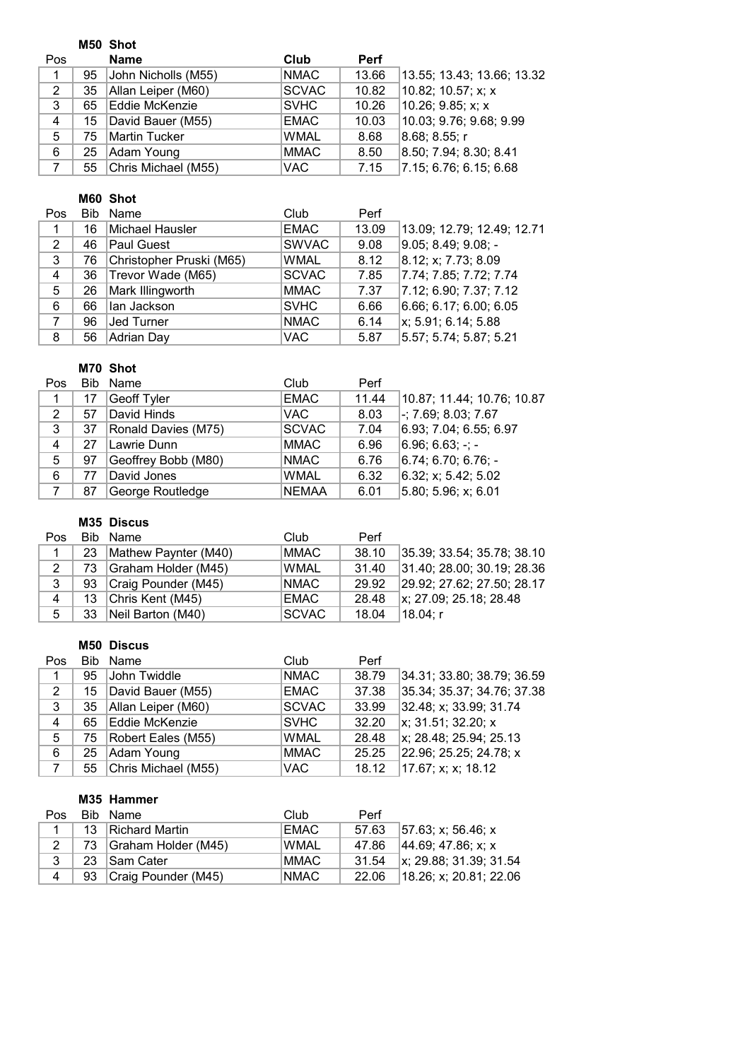### M50 Shot

| Pos |  | Name | Club | Perf |  |
|---|---|---|---|---|---|
| 1 | 95 | John Nicholls (M55) | NMAC | 13.66 | 13.55; 13.43; 13.66; 13.32 |
| 2 | 35 | Allan Leiper (M60) | SCVAC | 10.82 | 10.82; 10.57; x; x |
| 3 | 65 | Eddie McKenzie | SVHC | 10.26 | 10.26; 9.85; x; x |
| 4 | 15 | David Bauer (M55) | EMAC | 10.03 | 10.03; 9.76; 9.68; 9.99 |
| 5 | 75 | Martin Tucker | WMAL | 8.68 | 8.68; 8.55; r |
| 6 | 25 | Adam Young | MMAC | 8.50 | 8.50; 7.94; 8.30; 8.41 |
| 7 | 55 | Chris Michael (M55) | VAC | 7.15 | 7.15; 6.76; 6.15; 6.68 |

### M60 Shot

| Pos | Bib | Name | Club | Perf |  |
|---|---|---|---|---|---|
| 1 | 16 | Michael Hausler | EMAC | 13.09 | 13.09; 12.79; 12.49; 12.71 |
| 2 | 46 | Paul Guest | SWVAC | 9.08 | 9.05; 8.49; 9.08; - |
| 3 | 76 | Christopher Pruski (M65) | WMAL | 8.12 | 8.12; x; 7.73; 8.09 |
| 4 | 36 | Trevor Wade (M65) | SCVAC | 7.85 | 7.74; 7.85; 7.72; 7.74 |
| 5 | 26 | Mark Illingworth | MMAC | 7.37 | 7.12; 6.90; 7.37; 7.12 |
| 6 | 66 | Ian Jackson | SVHC | 6.66 | 6.66; 6.17; 6.00; 6.05 |
| 7 | 96 | Jed Turner | NMAC | 6.14 | x; 5.91; 6.14; 5.88 |
| 8 | 56 | Adrian Day | VAC | 5.87 | 5.57; 5.74; 5.87; 5.21 |

### M70 Shot

| Pos | Bib | Name | Club | Perf |  |
|---|---|---|---|---|---|
| 1 | 17 | Geoff Tyler | EMAC | 11.44 | 10.87; 11.44; 10.76; 10.87 |
| 2 | 57 | David Hinds | VAC | 8.03 | -; 7.69; 8.03; 7.67 |
| 3 | 37 | Ronald Davies (M75) | SCVAC | 7.04 | 6.93; 7.04; 6.55; 6.97 |
| 4 | 27 | Lawrie Dunn | MMAC | 6.96 | 6.96; 6.63; -; - |
| 5 | 97 | Geoffrey Bobb (M80) | NMAC | 6.76 | 6.74; 6.70; 6.76; - |
| 6 | 77 | David Jones | WMAL | 6.32 | 6.32; x; 5.42; 5.02 |
| 7 | 87 | George Routledge | NEMAA | 6.01 | 5.80; 5.96; x; 6.01 |

### M35 Discus

| Pos | Bib | Name | Club | Perf |  |
|---|---|---|---|---|---|
| 1 | 23 | Mathew Paynter (M40) | MMAC | 38.10 | 35.39; 33.54; 35.78; 38.10 |
| 2 | 73 | Graham Holder (M45) | WMAL | 31.40 | 31.40; 28.00; 30.19; 28.36 |
| 3 | 93 | Craig Pounder (M45) | NMAC | 29.92 | 29.92; 27.62; 27.50; 28.17 |
| 4 | 13 | Chris Kent (M45) | EMAC | 28.48 | x; 27.09; 25.18; 28.48 |
| 5 | 33 | Neil Barton (M40) | SCVAC | 18.04 | 18.04; r |

### M50 Discus

| Pos | Bib | Name | Club | Perf |  |
|---|---|---|---|---|---|
| 1 | 95 | John Twiddle | NMAC | 38.79 | 34.31; 33.80; 38.79; 36.59 |
| 2 | 15 | David Bauer (M55) | EMAC | 37.38 | 35.34; 35.37; 34.76; 37.38 |
| 3 | 35 | Allan Leiper (M60) | SCVAC | 33.99 | 32.48; x; 33.99; 31.74 |
| 4 | 65 | Eddie McKenzie | SVHC | 32.20 | x; 31.51; 32.20; x |
| 5 | 75 | Robert Eales (M55) | WMAL | 28.48 | x; 28.48; 25.94; 25.13 |
| 6 | 25 | Adam Young | MMAC | 25.25 | 22.96; 25.25; 24.78; x |
| 7 | 55 | Chris Michael (M55) | VAC | 18.12 | 17.67; x; x; 18.12 |

### M35 Hammer

| Pos | Bib | Name | Club | Perf |  |
|---|---|---|---|---|---|
| 1 | 13 | Richard Martin | EMAC | 57.63 | 57.63; x; 56.46; x |
| 2 | 73 | Graham Holder (M45) | WMAL | 47.86 | 44.69; 47.86; x; x |
| 3 | 23 | Sam Cater | MMAC | 31.54 | x; 29.88; 31.39; 31.54 |
| 4 | 93 | Craig Pounder (M45) | NMAC | 22.06 | 18.26; x; 20.81; 22.06 |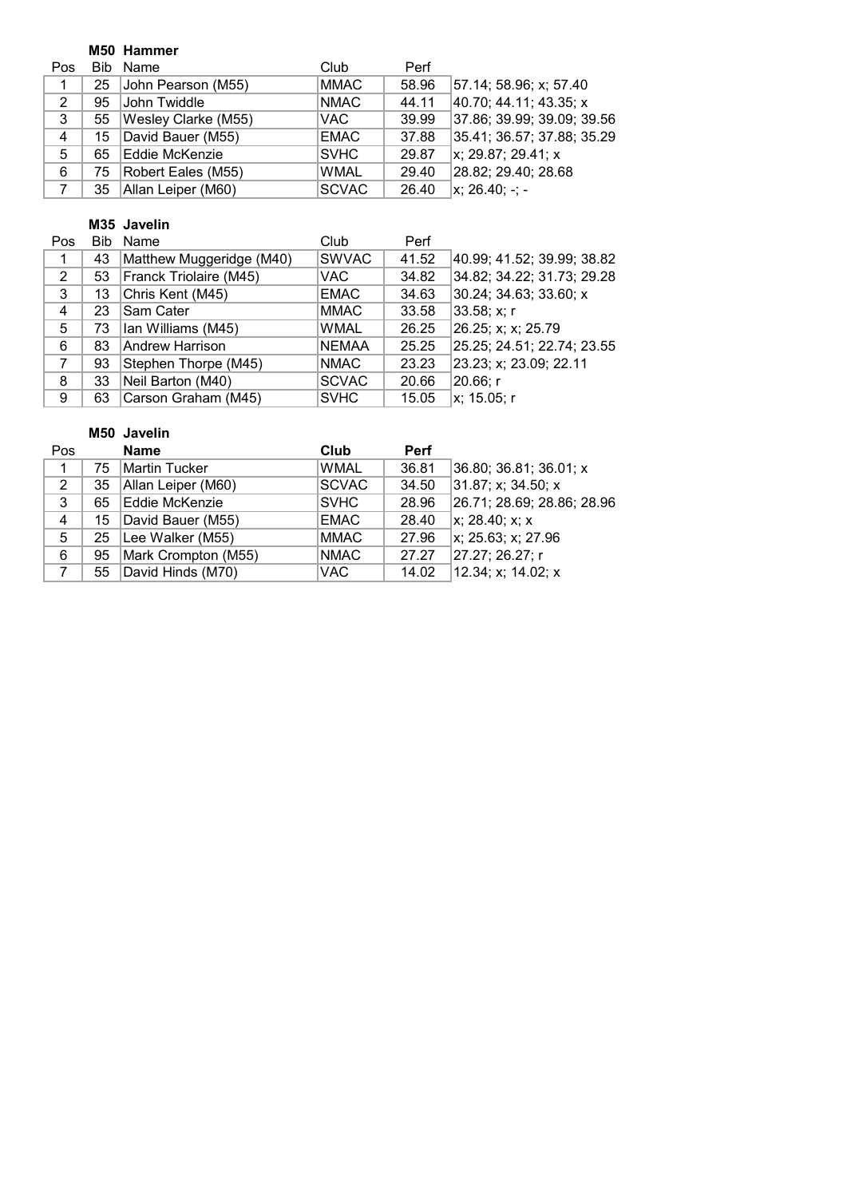### M50 Hammer

| Pos | Bib | Name | Club | Perf | |
|---|---|---|---|---|---|
| 1 | 25 | John Pearson (M55) | MMAC | 58.96 | 57.14; 58.96; x; 57.40 |
| 2 | 95 | John Twiddle | NMAC | 44.11 | 40.70; 44.11; 43.35; x |
| 3 | 55 | Wesley Clarke (M55) | VAC | 39.99 | 37.86; 39.99; 39.09; 39.56 |
| 4 | 15 | David Bauer (M55) | EMAC | 37.88 | 35.41; 36.57; 37.88; 35.29 |
| 5 | 65 | Eddie McKenzie | SVHC | 29.87 | x; 29.87; 29.41; x |
| 6 | 75 | Robert Eales (M55) | WMAL | 29.40 | 28.82; 29.40; 28.68 |
| 7 | 35 | Allan Leiper (M60) | SCVAC | 26.40 | x; 26.40; -; - |

### M35 Javelin

| Pos | Bib | Name | Club | Perf | |
|---|---|---|---|---|---|
| 1 | 43 | Matthew Muggeridge (M40) | SWVAC | 41.52 | 40.99; 41.52; 39.99; 38.82 |
| 2 | 53 | Franck Triolaire (M45) | VAC | 34.82 | 34.82; 34.22; 31.73; 29.28 |
| 3 | 13 | Chris Kent (M45) | EMAC | 34.63 | 30.24; 34.63; 33.60; x |
| 4 | 23 | Sam Cater | MMAC | 33.58 | 33.58; x; r |
| 5 | 73 | Ian Williams (M45) | WMAL | 26.25 | 26.25; x; x; 25.79 |
| 6 | 83 | Andrew Harrison | NEMAA | 25.25 | 25.25; 24.51; 22.74; 23.55 |
| 7 | 93 | Stephen Thorpe (M45) | NMAC | 23.23 | 23.23; x; 23.09; 22.11 |
| 8 | 33 | Neil Barton (M40) | SCVAC | 20.66 | 20.66; r |
| 9 | 63 | Carson Graham (M45) | SVHC | 15.05 | x; 15.05; r |

### M50 Javelin

| Pos | | Name | Club | Perf | |
|---|---|---|---|---|---|
| 1 | 75 | Martin Tucker | WMAL | 36.81 | 36.80; 36.81; 36.01; x |
| 2 | 35 | Allan Leiper (M60) | SCVAC | 34.50 | 31.87; x; 34.50; x |
| 3 | 65 | Eddie McKenzie | SVHC | 28.96 | 26.71; 28.69; 28.86; 28.96 |
| 4 | 15 | David Bauer (M55) | EMAC | 28.40 | x; 28.40; x; x |
| 5 | 25 | Lee Walker (M55) | MMAC | 27.96 | x; 25.63; x; 27.96 |
| 6 | 95 | Mark Crompton (M55) | NMAC | 27.27 | 27.27; 26.27; r |
| 7 | 55 | David Hinds (M70) | VAC | 14.02 | 12.34; x; 14.02; x |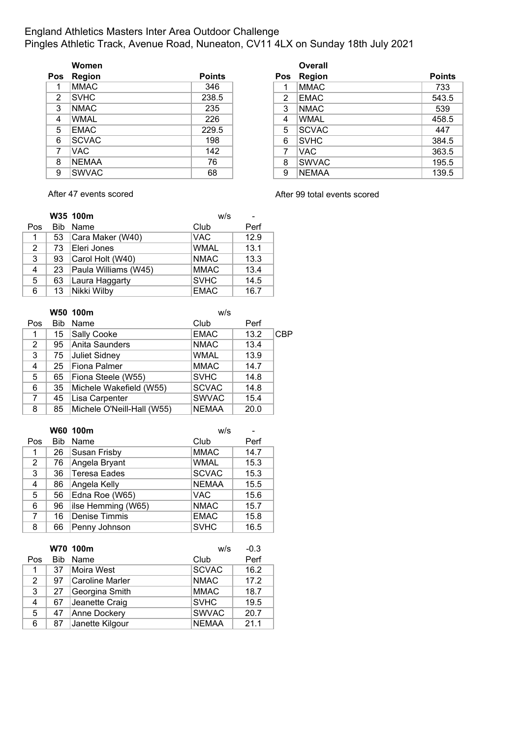England Athletics Masters Inter Area Outdoor Challenge

Pingles Athletic Track, Avenue Road, Nuneaton, CV11 4LX on Sunday 18th July 2021

**Women**

| Pos | Region | Points |
|---|---|---|
| 1 | MMAC | 346 |
| 2 | SVHC | 238.5 |
| 3 | NMAC | 235 |
| 4 | WMAL | 226 |
| 5 | EMAC | 229.5 |
| 6 | SCVAC | 198 |
| 7 | VAC | 142 |
| 8 | NEMAA | 76 |
| 9 | SWVAC | 68 |

After 47 events scored

**Overall**

| Pos | Region | Points |
|---|---|---|
| 1 | MMAC | 733 |
| 2 | EMAC | 543.5 |
| 3 | NMAC | 539 |
| 4 | WMAL | 458.5 |
| 5 | SCVAC | 447 |
| 6 | SVHC | 384.5 |
| 7 | VAC | 363.5 |
| 8 | SWVAC | 195.5 |
| 9 | NEMAA | 139.5 |

After 99 total events scored

**W35 100m** w/s -

| Pos | Bib | Name | Club | Perf |
|---|---|---|---|---|
| 1 | 53 | Cara Maker (W40) | VAC | 12.9 |
| 2 | 73 | Eleri Jones | WMAL | 13.1 |
| 3 | 93 | Carol Holt (W40) | NMAC | 13.3 |
| 4 | 23 | Paula Williams (W45) | MMAC | 13.4 |
| 5 | 63 | Laura Haggarty | SVHC | 14.5 |
| 6 | 13 | Nikki Wilby | EMAC | 16.7 |

**W50 100m** w/s

| Pos | Bib | Name | Club | Perf | |
|---|---|---|---|---|---|
| 1 | 15 | Sally Cooke | EMAC | 13.2 | CBP |
| 2 | 95 | Anita Saunders | NMAC | 13.4 | |
| 3 | 75 | Juliet Sidney | WMAL | 13.9 | |
| 4 | 25 | Fiona Palmer | MMAC | 14.7 | |
| 5 | 65 | Fiona Steele (W55) | SVHC | 14.8 | |
| 6 | 35 | Michele Wakefield (W55) | SCVAC | 14.8 | |
| 7 | 45 | Lisa Carpenter | SWVAC | 15.4 | |
| 8 | 85 | Michele O'Neill-Hall (W55) | NEMAA | 20.0 | |

**W60 100m** w/s -

| Pos | Bib | Name | Club | Perf |
|---|---|---|---|---|
| 1 | 26 | Susan Frisby | MMAC | 14.7 |
| 2 | 76 | Angela Bryant | WMAL | 15.3 |
| 3 | 36 | Teresa Eades | SCVAC | 15.3 |
| 4 | 86 | Angela Kelly | NEMAA | 15.5 |
| 5 | 56 | Edna Roe (W65) | VAC | 15.6 |
| 6 | 96 | ilse Hemming (W65) | NMAC | 15.7 |
| 7 | 16 | Denise Timmis | EMAC | 15.8 |
| 8 | 66 | Penny Johnson | SVHC | 16.5 |

**W70 100m** w/s -0.3

| Pos | Bib | Name | Club | Perf |
|---|---|---|---|---|
| 1 | 37 | Moira West | SCVAC | 16.2 |
| 2 | 97 | Caroline Marler | NMAC | 17.2 |
| 3 | 27 | Georgina Smith | MMAC | 18.7 |
| 4 | 67 | Jeanette Craig | SVHC | 19.5 |
| 5 | 47 | Anne Dockery | SWVAC | 20.7 |
| 6 | 87 | Janette Kilgour | NEMAA | 21.1 |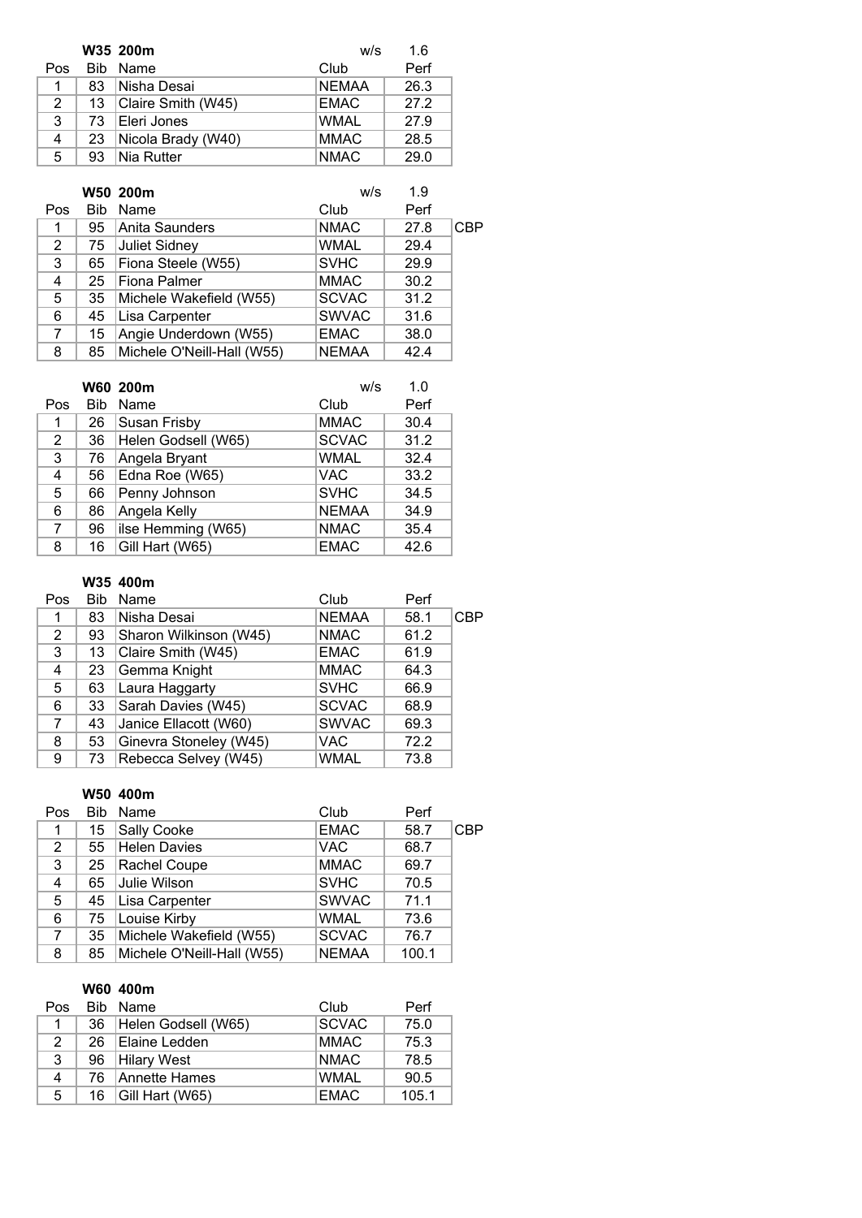**W35 200m** w/s 1.6

| Pos | Bib | Name | Club | Perf |
|---|---|---|---|---|
| 1 | 83 | Nisha Desai | NEMAA | 26.3 |
| 2 | 13 | Claire Smith (W45) | EMAC | 27.2 |
| 3 | 73 | Eleri Jones | WMAL | 27.9 |
| 4 | 23 | Nicola Brady (W40) | MMAC | 28.5 |
| 5 | 93 | Nia Rutter | NMAC | 29.0 |

**W50 200m** w/s 1.9

| Pos | Bib | Name | Club | Perf | |
|---|---|---|---|---|---|
| 1 | 95 | Anita Saunders | NMAC | 27.8 | CBP |
| 2 | 75 | Juliet Sidney | WMAL | 29.4 | |
| 3 | 65 | Fiona Steele (W55) | SVHC | 29.9 | |
| 4 | 25 | Fiona Palmer | MMAC | 30.2 | |
| 5 | 35 | Michele Wakefield (W55) | SCVAC | 31.2 | |
| 6 | 45 | Lisa Carpenter | SWVAC | 31.6 | |
| 7 | 15 | Angie Underdown (W55) | EMAC | 38.0 | |
| 8 | 85 | Michele O'Neill-Hall (W55) | NEMAA | 42.4 | |

**W60 200m** w/s 1.0

| Pos | Bib | Name | Club | Perf |
|---|---|---|---|---|
| 1 | 26 | Susan Frisby | MMAC | 30.4 |
| 2 | 36 | Helen Godsell (W65) | SCVAC | 31.2 |
| 3 | 76 | Angela Bryant | WMAL | 32.4 |
| 4 | 56 | Edna Roe (W65) | VAC | 33.2 |
| 5 | 66 | Penny Johnson | SVHC | 34.5 |
| 6 | 86 | Angela Kelly | NEMAA | 34.9 |
| 7 | 96 | ilse Hemming (W65) | NMAC | 35.4 |
| 8 | 16 | Gill Hart (W65) | EMAC | 42.6 |

**W35 400m**

| Pos | Bib | Name | Club | Perf | |
|---|---|---|---|---|---|
| 1 | 83 | Nisha Desai | NEMAA | 58.1 | CBP |
| 2 | 93 | Sharon Wilkinson (W45) | NMAC | 61.2 | |
| 3 | 13 | Claire Smith (W45) | EMAC | 61.9 | |
| 4 | 23 | Gemma Knight | MMAC | 64.3 | |
| 5 | 63 | Laura Haggarty | SVHC | 66.9 | |
| 6 | 33 | Sarah Davies (W45) | SCVAC | 68.9 | |
| 7 | 43 | Janice Ellacott (W60) | SWVAC | 69.3 | |
| 8 | 53 | Ginevra Stoneley (W45) | VAC | 72.2 | |
| 9 | 73 | Rebecca Selvey (W45) | WMAL | 73.8 | |

**W50 400m**

| Pos | Bib | Name | Club | Perf | |
|---|---|---|---|---|---|
| 1 | 15 | Sally Cooke | EMAC | 58.7 | CBP |
| 2 | 55 | Helen Davies | VAC | 68.7 | |
| 3 | 25 | Rachel Coupe | MMAC | 69.7 | |
| 4 | 65 | Julie Wilson | SVHC | 70.5 | |
| 5 | 45 | Lisa Carpenter | SWVAC | 71.1 | |
| 6 | 75 | Louise Kirby | WMAL | 73.6 | |
| 7 | 35 | Michele Wakefield (W55) | SCVAC | 76.7 | |
| 8 | 85 | Michele O'Neill-Hall (W55) | NEMAA | 100.1 | |

**W60 400m**

| Pos | Bib | Name | Club | Perf |
|---|---|---|---|---|
| 1 | 36 | Helen Godsell (W65) | SCVAC | 75.0 |
| 2 | 26 | Elaine Ledden | MMAC | 75.3 |
| 3 | 96 | Hilary West | NMAC | 78.5 |
| 4 | 76 | Annette Hames | WMAL | 90.5 |
| 5 | 16 | Gill Hart (W65) | EMAC | 105.1 |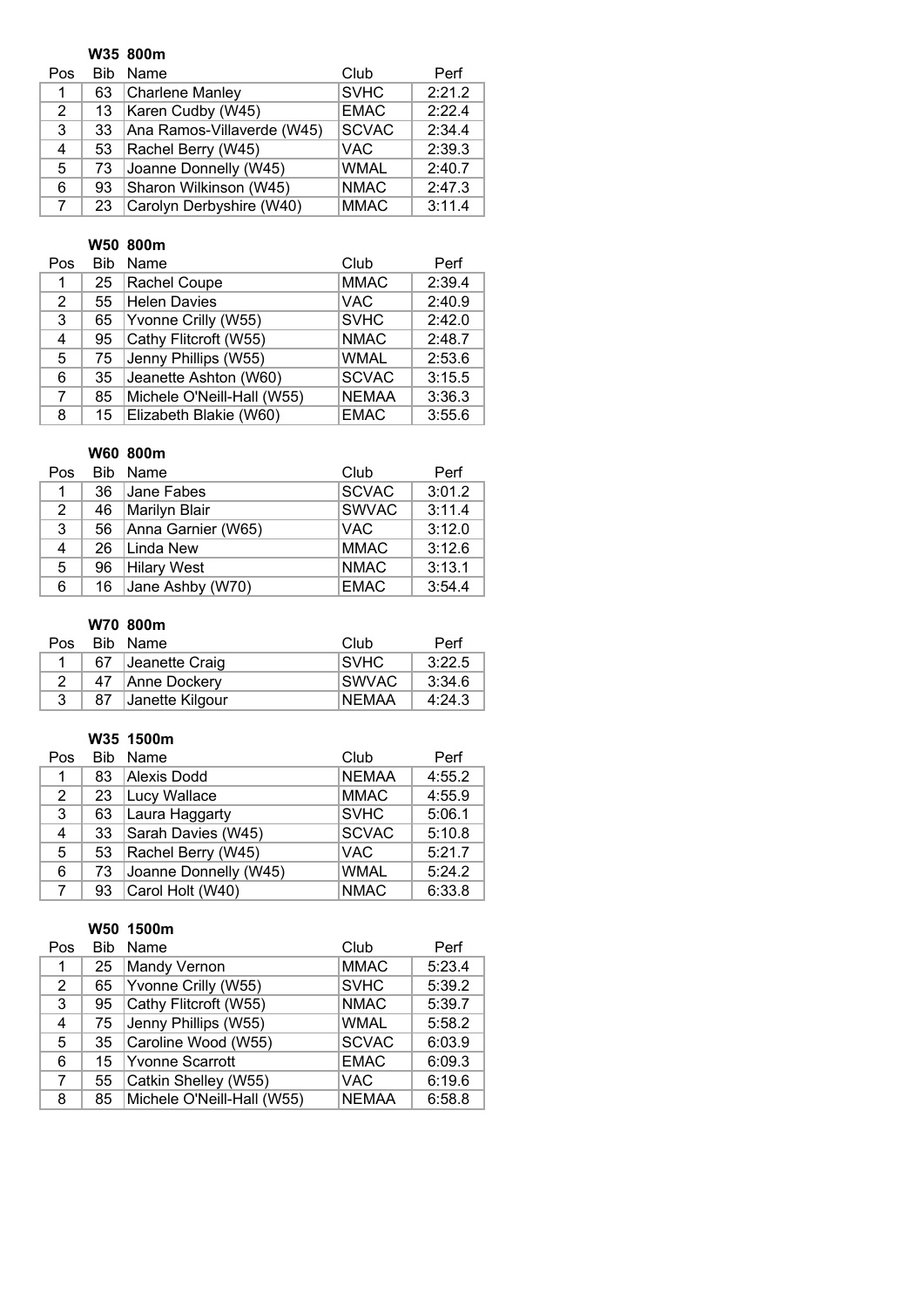**W35 800m**

| Pos | Bib | Name | Club | Perf |
|---|---|---|---|---|
| 1 | 63 | Charlene Manley | SVHC | 2:21.2 |
| 2 | 13 | Karen Cudby (W45) | EMAC | 2:22.4 |
| 3 | 33 | Ana Ramos-Villaverde (W45) | SCVAC | 2:34.4 |
| 4 | 53 | Rachel Berry (W45) | VAC | 2:39.3 |
| 5 | 73 | Joanne Donnelly (W45) | WMAL | 2:40.7 |
| 6 | 93 | Sharon Wilkinson (W45) | NMAC | 2:47.3 |
| 7 | 23 | Carolyn Derbyshire (W40) | MMAC | 3:11.4 |

**W50 800m**

| Pos | Bib | Name | Club | Perf |
|---|---|---|---|---|
| 1 | 25 | Rachel Coupe | MMAC | 2:39.4 |
| 2 | 55 | Helen Davies | VAC | 2:40.9 |
| 3 | 65 | Yvonne Crilly (W55) | SVHC | 2:42.0 |
| 4 | 95 | Cathy Flitcroft (W55) | NMAC | 2:48.7 |
| 5 | 75 | Jenny Phillips (W55) | WMAL | 2:53.6 |
| 6 | 35 | Jeanette Ashton (W60) | SCVAC | 3:15.5 |
| 7 | 85 | Michele O'Neill-Hall (W55) | NEMAA | 3:36.3 |
| 8 | 15 | Elizabeth Blakie (W60) | EMAC | 3:55.6 |

**W60 800m**

| Pos | Bib | Name | Club | Perf |
|---|---|---|---|---|
| 1 | 36 | Jane Fabes | SCVAC | 3:01.2 |
| 2 | 46 | Marilyn Blair | SWVAC | 3:11.4 |
| 3 | 56 | Anna Garnier (W65) | VAC | 3:12.0 |
| 4 | 26 | Linda New | MMAC | 3:12.6 |
| 5 | 96 | Hilary West | NMAC | 3:13.1 |
| 6 | 16 | Jane Ashby (W70) | EMAC | 3:54.4 |

**W70 800m**

| Pos | Bib | Name | Club | Perf |
|---|---|---|---|---|
| 1 | 67 | Jeanette Craig | SVHC | 3:22.5 |
| 2 | 47 | Anne Dockery | SWVAC | 3:34.6 |
| 3 | 87 | Janette Kilgour | NEMAA | 4:24.3 |

**W35 1500m**

| Pos | Bib | Name | Club | Perf |
|---|---|---|---|---|
| 1 | 83 | Alexis Dodd | NEMAA | 4:55.2 |
| 2 | 23 | Lucy Wallace | MMAC | 4:55.9 |
| 3 | 63 | Laura Haggarty | SVHC | 5:06.1 |
| 4 | 33 | Sarah Davies (W45) | SCVAC | 5:10.8 |
| 5 | 53 | Rachel Berry (W45) | VAC | 5:21.7 |
| 6 | 73 | Joanne Donnelly (W45) | WMAL | 5:24.2 |
| 7 | 93 | Carol Holt (W40) | NMAC | 6:33.8 |

**W50 1500m**

| Pos | Bib | Name | Club | Perf |
|---|---|---|---|---|
| 1 | 25 | Mandy Vernon | MMAC | 5:23.4 |
| 2 | 65 | Yvonne Crilly (W55) | SVHC | 5:39.2 |
| 3 | 95 | Cathy Flitcroft (W55) | NMAC | 5:39.7 |
| 4 | 75 | Jenny Phillips (W55) | WMAL | 5:58.2 |
| 5 | 35 | Caroline Wood (W55) | SCVAC | 6:03.9 |
| 6 | 15 | Yvonne Scarrott | EMAC | 6:09.3 |
| 7 | 55 | Catkin Shelley (W55) | VAC | 6:19.6 |
| 8 | 85 | Michele O'Neill-Hall (W55) | NEMAA | 6:58.8 |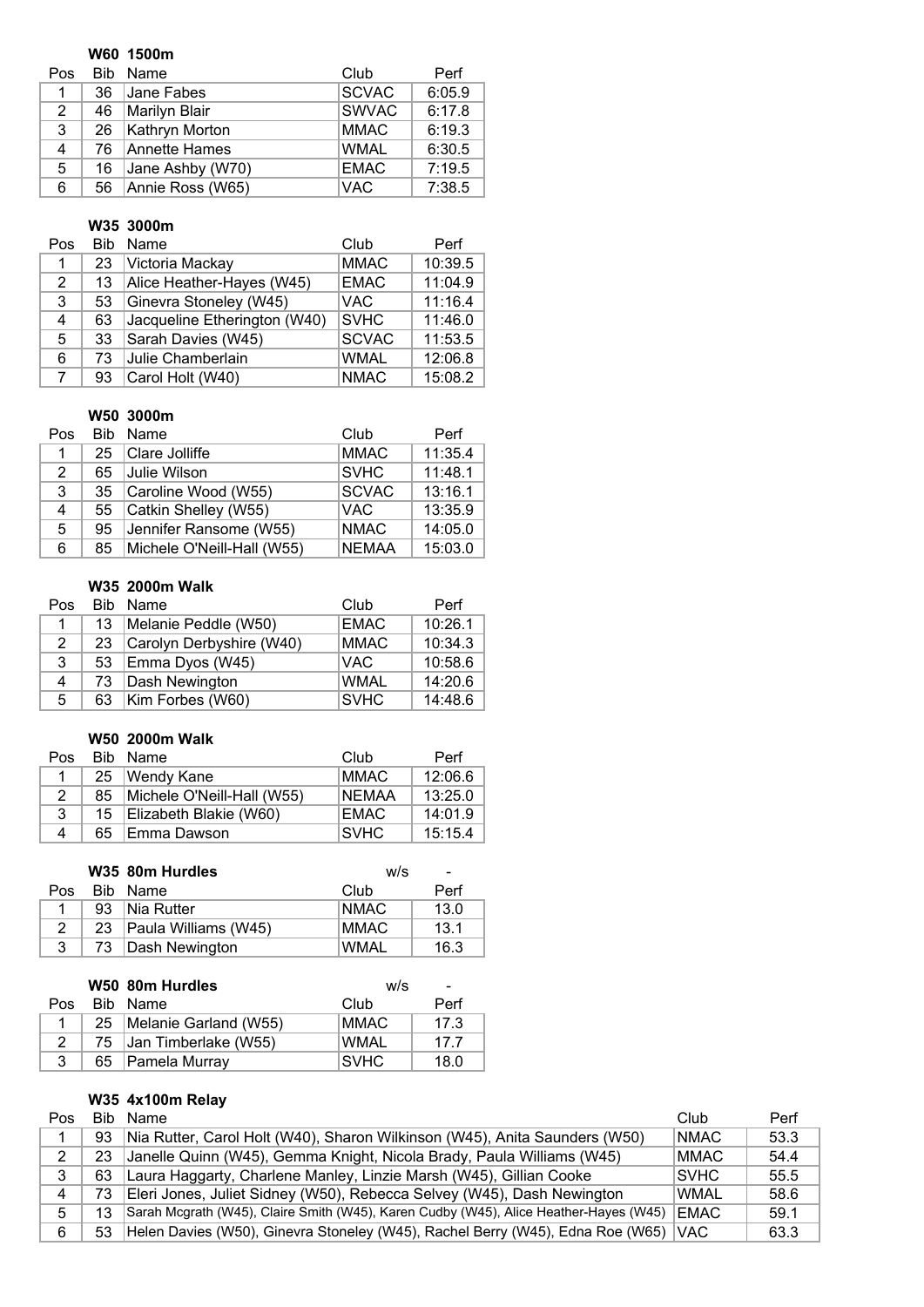### W60 1500m

| Pos | Bib | Name | Club | Perf |
|---|---|---|---|---|
| 1 | 36 | Jane Fabes | SCVAC | 6:05.9 |
| 2 | 46 | Marilyn Blair | SWVAC | 6:17.8 |
| 3 | 26 | Kathryn Morton | MMAC | 6:19.3 |
| 4 | 76 | Annette Hames | WMAL | 6:30.5 |
| 5 | 16 | Jane Ashby (W70) | EMAC | 7:19.5 |
| 6 | 56 | Annie Ross (W65) | VAC | 7:38.5 |

### W35 3000m

| Pos | Bib | Name | Club | Perf |
|---|---|---|---|---|
| 1 | 23 | Victoria Mackay | MMAC | 10:39.5 |
| 2 | 13 | Alice Heather-Hayes (W45) | EMAC | 11:04.9 |
| 3 | 53 | Ginevra Stoneley (W45) | VAC | 11:16.4 |
| 4 | 63 | Jacqueline Etherington (W40) | SVHC | 11:46.0 |
| 5 | 33 | Sarah Davies (W45) | SCVAC | 11:53.5 |
| 6 | 73 | Julie Chamberlain | WMAL | 12:06.8 |
| 7 | 93 | Carol Holt (W40) | NMAC | 15:08.2 |

### W50 3000m

| Pos | Bib | Name | Club | Perf |
|---|---|---|---|---|
| 1 | 25 | Clare Jolliffe | MMAC | 11:35.4 |
| 2 | 65 | Julie Wilson | SVHC | 11:48.1 |
| 3 | 35 | Caroline Wood (W55) | SCVAC | 13:16.1 |
| 4 | 55 | Catkin Shelley (W55) | VAC | 13:35.9 |
| 5 | 95 | Jennifer Ransome (W55) | NMAC | 14:05.0 |
| 6 | 85 | Michele O'Neill-Hall (W55) | NEMAA | 15:03.0 |

### W35 2000m Walk

| Pos | Bib | Name | Club | Perf |
|---|---|---|---|---|
| 1 | 13 | Melanie Peddle (W50) | EMAC | 10:26.1 |
| 2 | 23 | Carolyn Derbyshire (W40) | MMAC | 10:34.3 |
| 3 | 53 | Emma Dyos (W45) | VAC | 10:58.6 |
| 4 | 73 | Dash Newington | WMAL | 14:20.6 |
| 5 | 63 | Kim Forbes (W60) | SVHC | 14:48.6 |

### W50 2000m Walk

| Pos | Bib | Name | Club | Perf |
|---|---|---|---|---|
| 1 | 25 | Wendy Kane | MMAC | 12:06.6 |
| 2 | 85 | Michele O'Neill-Hall (W55) | NEMAA | 13:25.0 |
| 3 | 15 | Elizabeth Blakie (W60) | EMAC | 14:01.9 |
| 4 | 65 | Emma Dawson | SVHC | 15:15.4 |

### W35 80m Hurdles

w/s -

| Pos | Bib | Name | Club | Perf |
|---|---|---|---|---|
| 1 | 93 | Nia Rutter | NMAC | 13.0 |
| 2 | 23 | Paula Williams (W45) | MMAC | 13.1 |
| 3 | 73 | Dash Newington | WMAL | 16.3 |

### W50 80m Hurdles

w/s -

| Pos | Bib | Name | Club | Perf |
|---|---|---|---|---|
| 1 | 25 | Melanie Garland (W55) | MMAC | 17.3 |
| 2 | 75 | Jan Timberlake (W55) | WMAL | 17.7 |
| 3 | 65 | Pamela Murray | SVHC | 18.0 |

### W35 4x100m Relay

| Pos | Bib | Name | Club | Perf |
|---|---|---|---|---|
| 1 | 93 | Nia Rutter, Carol Holt (W40), Sharon Wilkinson (W45), Anita Saunders (W50) | NMAC | 53.3 |
| 2 | 23 | Janelle Quinn (W45), Gemma Knight, Nicola Brady, Paula Williams (W45) | MMAC | 54.4 |
| 3 | 63 | Laura Haggarty, Charlene Manley, Linzie Marsh (W45), Gillian Cooke | SVHC | 55.5 |
| 4 | 73 | Eleri Jones, Juliet Sidney (W50), Rebecca Selvey (W45), Dash Newington | WMAL | 58.6 |
| 5 | 13 | Sarah Mcgrath (W45), Claire Smith (W45), Karen Cudby (W45), Alice Heather-Hayes (W45) | EMAC | 59.1 |
| 6 | 53 | Helen Davies (W50), Ginevra Stoneley (W45), Rachel Berry (W45), Edna Roe (W65) | VAC | 63.3 |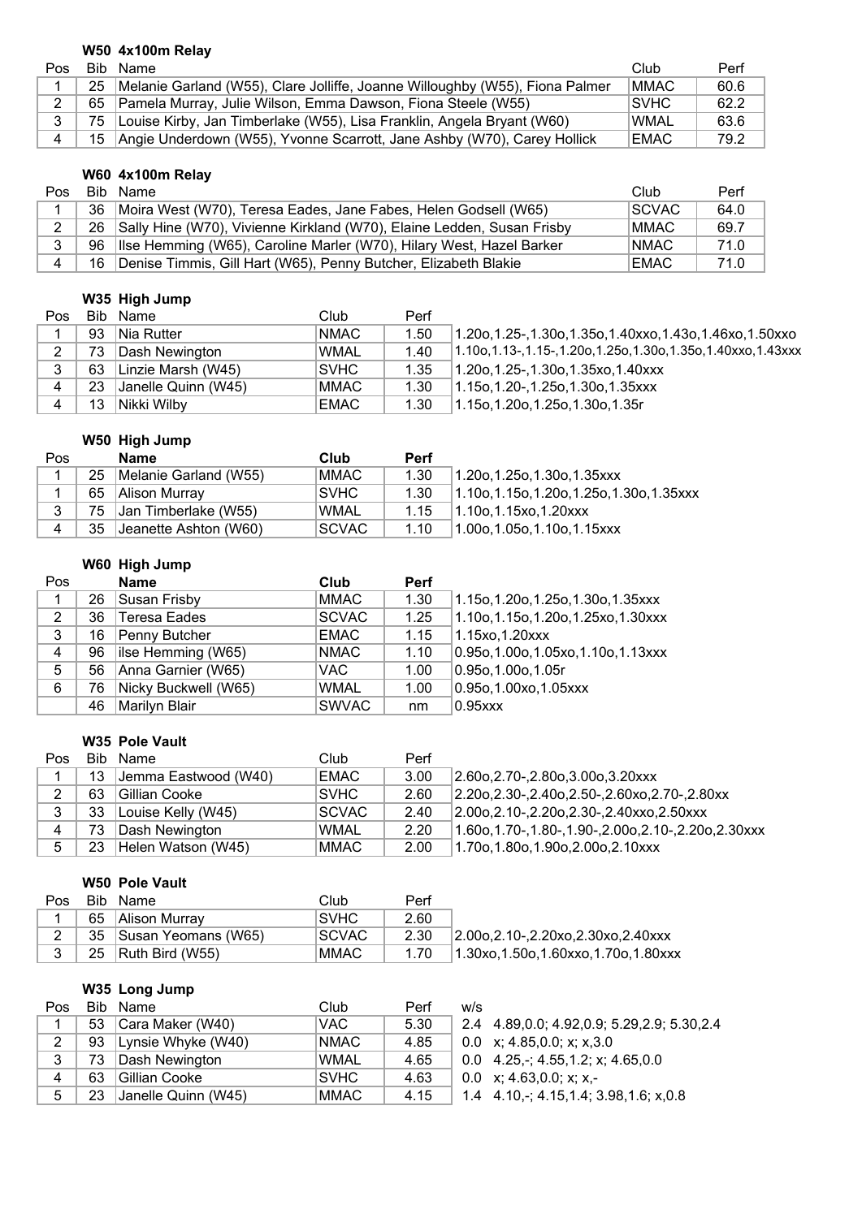### W50 4x100m Relay

| Pos | Bib | Name | Club | Perf |
|---|---|---|---|---|
| 1 | 25 | Melanie Garland (W55), Clare Jolliffe, Joanne Willoughby (W55), Fiona Palmer | MMAC | 60.6 |
| 2 | 65 | Pamela Murray, Julie Wilson, Emma Dawson, Fiona Steele (W55) | SVHC | 62.2 |
| 3 | 75 | Louise Kirby, Jan Timberlake (W55), Lisa Franklin, Angela Bryant (W60) | WMAL | 63.6 |
| 4 | 15 | Angie Underdown (W55), Yvonne Scarrott, Jane Ashby (W70), Carey Hollick | EMAC | 79.2 |

### W60 4x100m Relay

| Pos | Bib | Name | Club | Perf |
|---|---|---|---|---|
| 1 | 36 | Moira West (W70), Teresa Eades, Jane Fabes, Helen Godsell (W65) | SCVAC | 64.0 |
| 2 | 26 | Sally Hine (W70), Vivienne Kirkland (W70), Elaine Ledden, Susan Frisby | MMAC | 69.7 |
| 3 | 96 | Ilse Hemming (W65), Caroline Marler (W70), Hilary West, Hazel Barker | NMAC | 71.0 |
| 4 | 16 | Denise Timmis, Gill Hart (W65), Penny Butcher, Elizabeth Blakie | EMAC | 71.0 |

### W35 High Jump

| Pos | Bib | Name | Club | Perf | |
|---|---|---|---|---|---|
| 1 | 93 | Nia Rutter | NMAC | 1.50 | 1.20o,1.25-,1.30o,1.35o,1.40xxo,1.43o,1.46xo,1.50xxo |
| 2 | 73 | Dash Newington | WMAL | 1.40 | 1.10o,1.13-,1.15-,1.20o,1.25o,1.30o,1.35o,1.40xxo,1.43xxx |
| 3 | 63 | Linzie Marsh (W45) | SVHC | 1.35 | 1.20o,1.25-,1.30o,1.35xo,1.40xxx |
| 4 | 23 | Janelle Quinn (W45) | MMAC | 1.30 | 1.15o,1.20-,1.25o,1.30o,1.35xxx |
| 4 | 13 | Nikki Wilby | EMAC | 1.30 | 1.15o,1.20o,1.25o,1.30o,1.35r |

### W50 High Jump

| Pos | | Name | Club | Perf | |
|---|---|---|---|---|---|
| 1 | 25 | Melanie Garland (W55) | MMAC | 1.30 | 1.20o,1.25o,1.30o,1.35xxx |
| 1 | 65 | Alison Murray | SVHC | 1.30 | 1.10o,1.15o,1.20o,1.25o,1.30o,1.35xxx |
| 3 | 75 | Jan Timberlake (W55) | WMAL | 1.15 | 1.10o,1.15xo,1.20xxx |
| 4 | 35 | Jeanette Ashton (W60) | SCVAC | 1.10 | 1.00o,1.05o,1.10o,1.15xxx |

### W60 High Jump

| Pos | | Name | Club | Perf | |
|---|---|---|---|---|---|
| 1 | 26 | Susan Frisby | MMAC | 1.30 | 1.15o,1.20o,1.25o,1.30o,1.35xxx |
| 2 | 36 | Teresa Eades | SCVAC | 1.25 | 1.10o,1.15o,1.20o,1.25xo,1.30xxx |
| 3 | 16 | Penny Butcher | EMAC | 1.15 | 1.15xo,1.20xxx |
| 4 | 96 | ilse Hemming (W65) | NMAC | 1.10 | 0.95o,1.00o,1.05xo,1.10o,1.13xxx |
| 5 | 56 | Anna Garnier (W65) | VAC | 1.00 | 0.95o,1.00o,1.05r |
| 6 | 76 | Nicky Buckwell (W65) | WMAL | 1.00 | 0.95o,1.00xo,1.05xxx |
| | 46 | Marilyn Blair | SWVAC | nm | 0.95xxx |

### W35 Pole Vault

| Pos | Bib | Name | Club | Perf | |
|---|---|---|---|---|---|
| 1 | 13 | Jemma Eastwood (W40) | EMAC | 3.00 | 2.60o,2.70-,2.80o,3.00o,3.20xxx |
| 2 | 63 | Gillian Cooke | SVHC | 2.60 | 2.20o,2.30-,2.40o,2.50-,2.60xo,2.70-,2.80xx |
| 3 | 33 | Louise Kelly (W45) | SCVAC | 2.40 | 2.00o,2.10-,2.20o,2.30-,2.40xxo,2.50xxx |
| 4 | 73 | Dash Newington | WMAL | 2.20 | 1.60o,1.70-,1.80-,1.90-,2.00o,2.10-,2.20o,2.30xxx |
| 5 | 23 | Helen Watson (W45) | MMAC | 2.00 | 1.70o,1.80o,1.90o,2.00o,2.10xxx |

### W50 Pole Vault

| Pos | Bib | Name | Club | Perf | |
|---|---|---|---|---|---|
| 1 | 65 | Alison Murray | SVHC | 2.60 | |
| 2 | 35 | Susan Yeomans (W65) | SCVAC | 2.30 | 2.00o,2.10-,2.20xo,2.30xo,2.40xxx |
| 3 | 25 | Ruth Bird (W55) | MMAC | 1.70 | 1.30xo,1.50o,1.60xxo,1.70o,1.80xxx |

### W35 Long Jump

| Pos | Bib | Name | Club | Perf | w/s | |
|---|---|---|---|---|---|---|
| 1 | 53 | Cara Maker (W40) | VAC | 5.30 | 2.4 | 4.89,0.0; 4.92,0.9; 5.29,2.9; 5.30,2.4 |
| 2 | 93 | Lynsie Whyke (W40) | NMAC | 4.85 | 0.0 | x; 4.85,0.0; x; x,3.0 |
| 3 | 73 | Dash Newington | WMAL | 4.65 | 0.0 | 4.25,-; 4.55,1.2; x; 4.65,0.0 |
| 4 | 63 | Gillian Cooke | SVHC | 4.63 | 0.0 | x; 4.63,0.0; x; x,- |
| 5 | 23 | Janelle Quinn (W45) | MMAC | 4.15 | 1.4 | 4.10,-; 4.15,1.4; 3.98,1.6; x,0.8 |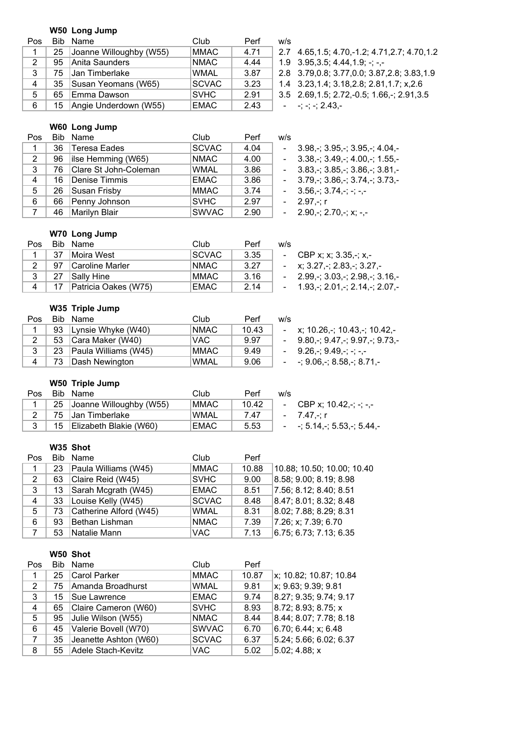### W50 Long Jump

| Pos | Bib | Name | Club | Perf | w/s | |
|---|---|---|---|---|---|---|
| 1 | 25 | Joanne Willoughby (W55) | MMAC | 4.71 | 2.7 | 4.65,1.5; 4.70,-1.2; 4.71,2.7; 4.70,1.2 |
| 2 | 95 | Anita Saunders | NMAC | 4.44 | 1.9 | 3.95,3.5; 4.44,1.9; -; -,- |
| 3 | 75 | Jan Timberlake | WMAL | 3.87 | 2.8 | 3.79,0.8; 3.77,0.0; 3.87,2.8; 3.83,1.9 |
| 4 | 35 | Susan Yeomans (W65) | SCVAC | 3.23 | 1.4 | 3.23,1.4; 3.18,2.8; 2.81,1.7; x,2.6 |
| 5 | 65 | Emma Dawson | SVHC | 2.91 | 3.5 | 2.69,1.5; 2.72,-0.5; 1.66,-; 2.91,3.5 |
| 6 | 15 | Angie Underdown (W55) | EMAC | 2.43 | - | -; -; -; 2.43,- |

### W60 Long Jump

| Pos | Bib | Name | Club | Perf | w/s | |
|---|---|---|---|---|---|---|
| 1 | 36 | Teresa Eades | SCVAC | 4.04 | - | 3.98,-; 3.95,-; 3.95,-; 4.04,- |
| 2 | 96 | ilse Hemming (W65) | NMAC | 4.00 | - | 3.38,-; 3.49,-; 4.00,-; 1.55,- |
| 3 | 76 | Clare St John-Coleman | WMAL | 3.86 | - | 3.83,-; 3.85,-; 3.86,-; 3.81,- |
| 4 | 16 | Denise Timmis | EMAC | 3.86 | - | 3.79,-; 3.86,-; 3.74,-; 3.73,- |
| 5 | 26 | Susan Frisby | MMAC | 3.74 | - | 3.56,-; 3.74,-; -; -,- |
| 6 | 66 | Penny Johnson | SVHC | 2.97 | - | 2.97,-; r |
| 7 | 46 | Marilyn Blair | SWVAC | 2.90 | - | 2.90,-; 2.70,-; x; -,- |

### W70 Long Jump

| Pos | Bib | Name | Club | Perf | w/s | |
|---|---|---|---|---|---|---|
| 1 | 37 | Moira West | SCVAC | 3.35 | - | CBP x; x; 3.35,-; x,- |
| 2 | 97 | Caroline Marler | NMAC | 3.27 | - | x; 3.27,-; 2.83,-; 3.27,- |
| 3 | 27 | Sally Hine | MMAC | 3.16 | - | 2.99,-; 3.03,-; 2.98,-; 3.16,- |
| 4 | 17 | Patricia Oakes (W75) | EMAC | 2.14 | - | 1.93,-; 2.01,-; 2.14,-; 2.07,- |

### W35 Triple Jump

| Pos | Bib | Name | Club | Perf | w/s | |
|---|---|---|---|---|---|---|
| 1 | 93 | Lynsie Whyke (W40) | NMAC | 10.43 | - | x; 10.26,-; 10.43,-; 10.42,- |
| 2 | 53 | Cara Maker (W40) | VAC | 9.97 | - | 9.80,-; 9.47,-; 9.97,-; 9.73,- |
| 3 | 23 | Paula Williams (W45) | MMAC | 9.49 | - | 9.26,-; 9.49,-; -; -,- |
| 4 | 73 | Dash Newington | WMAL | 9.06 | - | -; 9.06,-; 8.58,-; 8.71,- |

### W50 Triple Jump

| Pos | Bib | Name | Club | Perf | w/s | |
|---|---|---|---|---|---|---|
| 1 | 25 | Joanne Willoughby (W55) | MMAC | 10.42 | - | CBP x; 10.42,-; -; -,- |
| 2 | 75 | Jan Timberlake | WMAL | 7.47 | - | 7.47,-; r |
| 3 | 15 | Elizabeth Blakie (W60) | EMAC | 5.53 | - | -; 5.14,-; 5.53,-; 5.44,- |

### W35 Shot

| Pos | Bib | Name | Club | Perf | |
|---|---|---|---|---|---|
| 1 | 23 | Paula Williams (W45) | MMAC | 10.88 | 10.88; 10.50; 10.00; 10.40 |
| 2 | 63 | Claire Reid (W45) | SVHC | 9.00 | 8.58; 9.00; 8.19; 8.98 |
| 3 | 13 | Sarah Mcgrath (W45) | EMAC | 8.51 | 7.56; 8.12; 8.40; 8.51 |
| 4 | 33 | Louise Kelly (W45) | SCVAC | 8.48 | 8.47; 8.01; 8.32; 8.48 |
| 5 | 73 | Catherine Alford (W45) | WMAL | 8.31 | 8.02; 7.88; 8.29; 8.31 |
| 6 | 93 | Bethan Lishman | NMAC | 7.39 | 7.26; x; 7.39; 6.70 |
| 7 | 53 | Natalie Mann | VAC | 7.13 | 6.75; 6.73; 7.13; 6.35 |

### W50 Shot

| Pos | Bib | Name | Club | Perf | |
|---|---|---|---|---|---|
| 1 | 25 | Carol Parker | MMAC | 10.87 | x; 10.82; 10.87; 10.84 |
| 2 | 75 | Amanda Broadhurst | WMAL | 9.81 | x; 9.63; 9.39; 9.81 |
| 3 | 15 | Sue Lawrence | EMAC | 9.74 | 8.27; 9.35; 9.74; 9.17 |
| 4 | 65 | Claire Cameron (W60) | SVHC | 8.93 | 8.72; 8.93; 8.75; x |
| 5 | 95 | Julie Wilson (W55) | NMAC | 8.44 | 8.44; 8.07; 7.78; 8.18 |
| 6 | 45 | Valerie Bovell (W70) | SWVAC | 6.70 | 6.70; 6.44; x; 6.48 |
| 7 | 35 | Jeanette Ashton (W60) | SCVAC | 6.37 | 5.24; 5.66; 6.02; 6.37 |
| 8 | 55 | Adele Stach-Kevitz | VAC | 5.02 | 5.02; 4.88; x |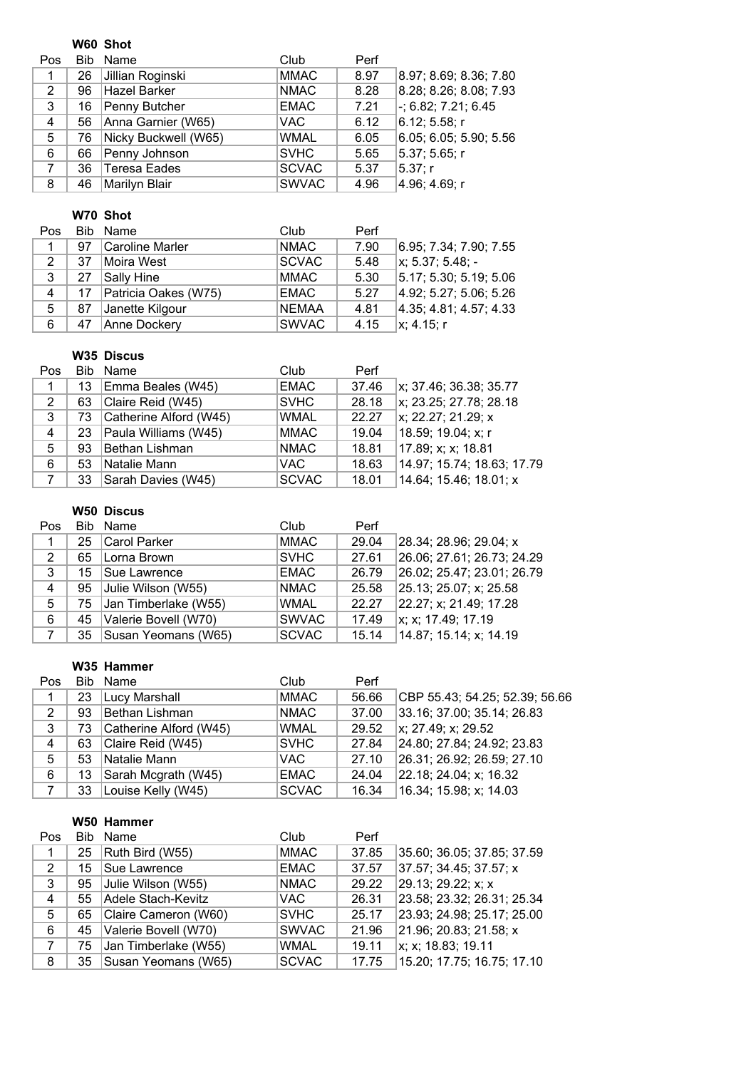### W60 Shot

| Pos | Bib | Name | Club | Perf | |
|---|---|---|---|---|---|
| 1 | 26 | Jillian Roginski | MMAC | 8.97 | 8.97; 8.69; 8.36; 7.80 |
| 2 | 96 | Hazel Barker | NMAC | 8.28 | 8.28; 8.26; 8.08; 7.93 |
| 3 | 16 | Penny Butcher | EMAC | 7.21 | -; 6.82; 7.21; 6.45 |
| 4 | 56 | Anna Garnier (W65) | VAC | 6.12 | 6.12; 5.58; r |
| 5 | 76 | Nicky Buckwell (W65) | WMAL | 6.05 | 6.05; 6.05; 5.90; 5.56 |
| 6 | 66 | Penny Johnson | SVHC | 5.65 | 5.37; 5.65; r |
| 7 | 36 | Teresa Eades | SCVAC | 5.37 | 5.37; r |
| 8 | 46 | Marilyn Blair | SWVAC | 4.96 | 4.96; 4.69; r |

### W70 Shot

| Pos | Bib | Name | Club | Perf | |
|---|---|---|---|---|---|
| 1 | 97 | Caroline Marler | NMAC | 7.90 | 6.95; 7.34; 7.90; 7.55 |
| 2 | 37 | Moira West | SCVAC | 5.48 | x; 5.37; 5.48; - |
| 3 | 27 | Sally Hine | MMAC | 5.30 | 5.17; 5.30; 5.19; 5.06 |
| 4 | 17 | Patricia Oakes (W75) | EMAC | 5.27 | 4.92; 5.27; 5.06; 5.26 |
| 5 | 87 | Janette Kilgour | NEMAA | 4.81 | 4.35; 4.81; 4.57; 4.33 |
| 6 | 47 | Anne Dockery | SWVAC | 4.15 | x; 4.15; r |

### W35 Discus

| Pos | Bib | Name | Club | Perf | |
|---|---|---|---|---|---|
| 1 | 13 | Emma Beales (W45) | EMAC | 37.46 | x; 37.46; 36.38; 35.77 |
| 2 | 63 | Claire Reid (W45) | SVHC | 28.18 | x; 23.25; 27.78; 28.18 |
| 3 | 73 | Catherine Alford (W45) | WMAL | 22.27 | x; 22.27; 21.29; x |
| 4 | 23 | Paula Williams (W45) | MMAC | 19.04 | 18.59; 19.04; x; r |
| 5 | 93 | Bethan Lishman | NMAC | 18.81 | 17.89; x; x; 18.81 |
| 6 | 53 | Natalie Mann | VAC | 18.63 | 14.97; 15.74; 18.63; 17.79 |
| 7 | 33 | Sarah Davies (W45) | SCVAC | 18.01 | 14.64; 15.46; 18.01; x |

### W50 Discus

| Pos | Bib | Name | Club | Perf | |
|---|---|---|---|---|---|
| 1 | 25 | Carol Parker | MMAC | 29.04 | 28.34; 28.96; 29.04; x |
| 2 | 65 | Lorna Brown | SVHC | 27.61 | 26.06; 27.61; 26.73; 24.29 |
| 3 | 15 | Sue Lawrence | EMAC | 26.79 | 26.02; 25.47; 23.01; 26.79 |
| 4 | 95 | Julie Wilson (W55) | NMAC | 25.58 | 25.13; 25.07; x; 25.58 |
| 5 | 75 | Jan Timberlake (W55) | WMAL | 22.27 | 22.27; x; 21.49; 17.28 |
| 6 | 45 | Valerie Bovell (W70) | SWVAC | 17.49 | x; x; 17.49; 17.19 |
| 7 | 35 | Susan Yeomans (W65) | SCVAC | 15.14 | 14.87; 15.14; x; 14.19 |

### W35 Hammer

| Pos | Bib | Name | Club | Perf | |
|---|---|---|---|---|---|
| 1 | 23 | Lucy Marshall | MMAC | 56.66 | CBP 55.43; 54.25; 52.39; 56.66 |
| 2 | 93 | Bethan Lishman | NMAC | 37.00 | 33.16; 37.00; 35.14; 26.83 |
| 3 | 73 | Catherine Alford (W45) | WMAL | 29.52 | x; 27.49; x; 29.52 |
| 4 | 63 | Claire Reid (W45) | SVHC | 27.84 | 24.80; 27.84; 24.92; 23.83 |
| 5 | 53 | Natalie Mann | VAC | 27.10 | 26.31; 26.92; 26.59; 27.10 |
| 6 | 13 | Sarah Mcgrath (W45) | EMAC | 24.04 | 22.18; 24.04; x; 16.32 |
| 7 | 33 | Louise Kelly (W45) | SCVAC | 16.34 | 16.34; 15.98; x; 14.03 |

### W50 Hammer

| Pos | Bib | Name | Club | Perf | |
|---|---|---|---|---|---|
| 1 | 25 | Ruth Bird (W55) | MMAC | 37.85 | 35.60; 36.05; 37.85; 37.59 |
| 2 | 15 | Sue Lawrence | EMAC | 37.57 | 37.57; 34.45; 37.57; x |
| 3 | 95 | Julie Wilson (W55) | NMAC | 29.22 | 29.13; 29.22; x; x |
| 4 | 55 | Adele Stach-Kevitz | VAC | 26.31 | 23.58; 23.32; 26.31; 25.34 |
| 5 | 65 | Claire Cameron (W60) | SVHC | 25.17 | 23.93; 24.98; 25.17; 25.00 |
| 6 | 45 | Valerie Bovell (W70) | SWVAC | 21.96 | 21.96; 20.83; 21.58; x |
| 7 | 75 | Jan Timberlake (W55) | WMAL | 19.11 | x; x; 18.83; 19.11 |
| 8 | 35 | Susan Yeomans (W65) | SCVAC | 17.75 | 15.20; 17.75; 16.75; 17.10 |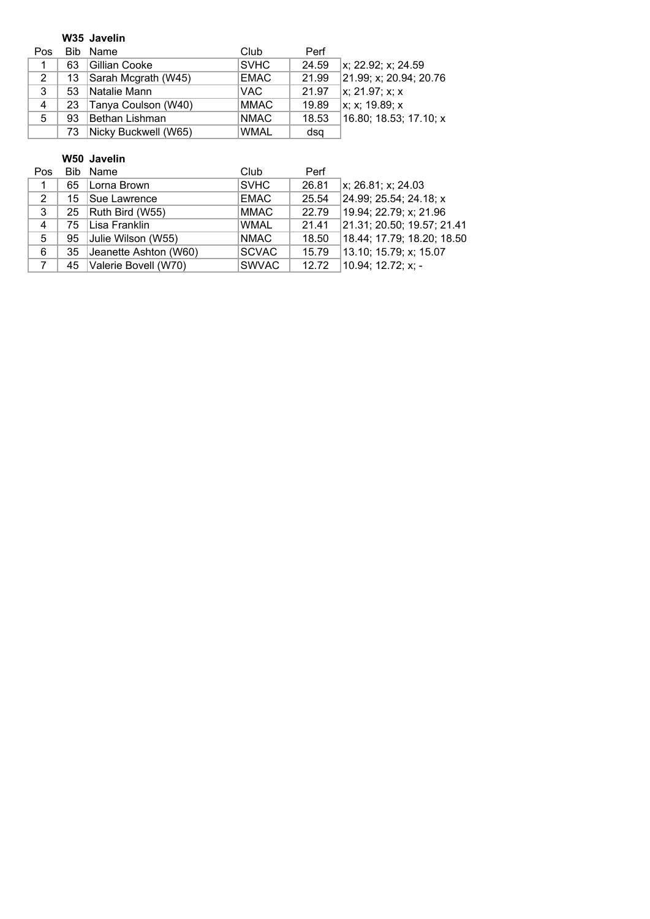### W35 Javelin

| Pos | Bib | Name | Club | Perf | |
|---|---|---|---|---|---|
| 1 | 63 | Gillian Cooke | SVHC | 24.59 | x; 22.92; x; 24.59 |
| 2 | 13 | Sarah Mcgrath (W45) | EMAC | 21.99 | 21.99; x; 20.94; 20.76 |
| 3 | 53 | Natalie Mann | VAC | 21.97 | x; 21.97; x; x |
| 4 | 23 | Tanya Coulson (W40) | MMAC | 19.89 | x; x; 19.89; x |
| 5 | 93 | Bethan Lishman | NMAC | 18.53 | 16.80; 18.53; 17.10; x |
| | 73 | Nicky Buckwell (W65) | WMAL | dsq | |

### W50 Javelin

| Pos | Bib | Name | Club | Perf | |
|---|---|---|---|---|---|
| 1 | 65 | Lorna Brown | SVHC | 26.81 | x; 26.81; x; 24.03 |
| 2 | 15 | Sue Lawrence | EMAC | 25.54 | 24.99; 25.54; 24.18; x |
| 3 | 25 | Ruth Bird (W55) | MMAC | 22.79 | 19.94; 22.79; x; 21.96 |
| 4 | 75 | Lisa Franklin | WMAL | 21.41 | 21.31; 20.50; 19.57; 21.41 |
| 5 | 95 | Julie Wilson (W55) | NMAC | 18.50 | 18.44; 17.79; 18.20; 18.50 |
| 6 | 35 | Jeanette Ashton (W60) | SCVAC | 15.79 | 13.10; 15.79; x; 15.07 |
| 7 | 45 | Valerie Bovell (W70) | SWVAC | 12.72 | 10.94; 12.72; x; - |